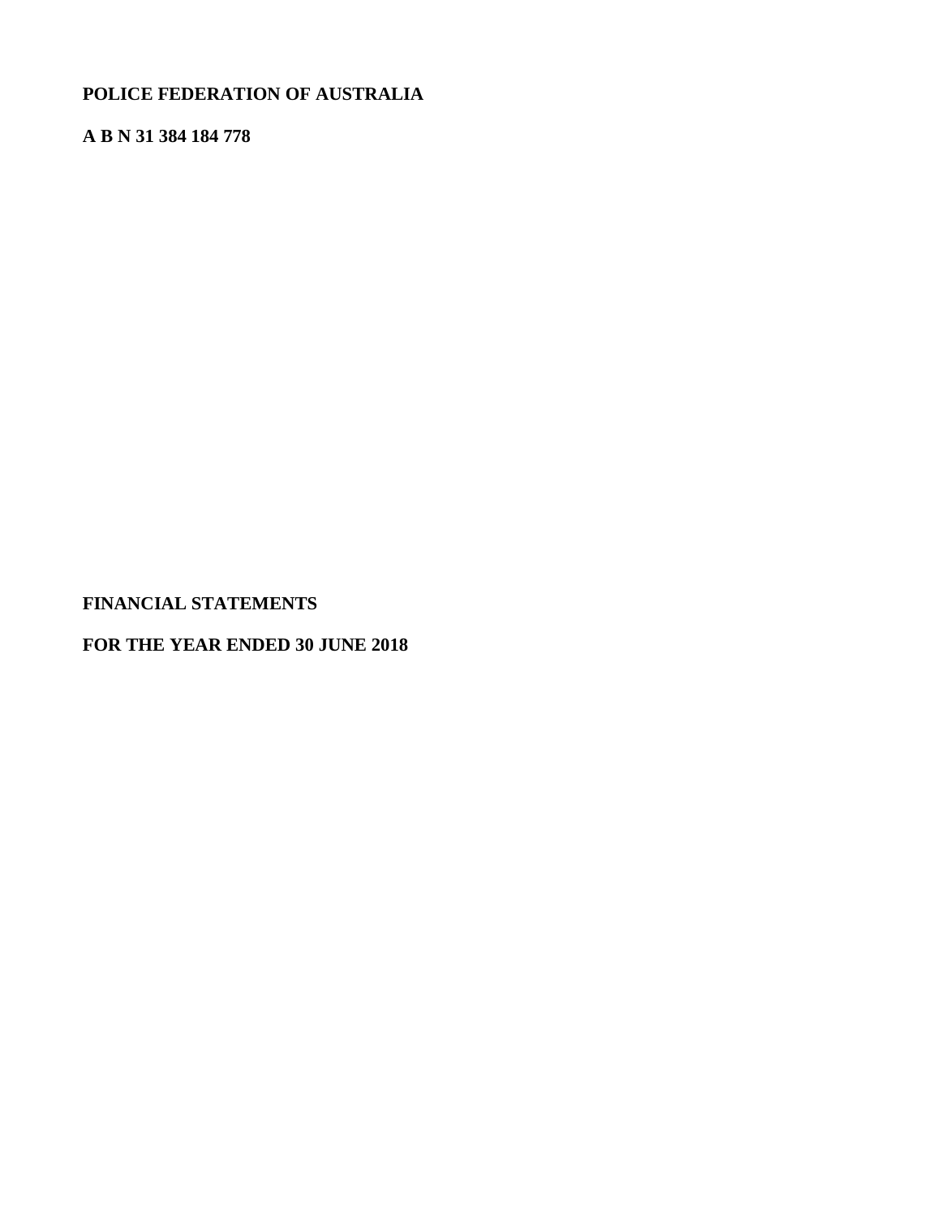**POLICE FEDERATION OF AUSTRALIA**

**A B N 31 384 184 778**

**FINANCIAL STATEMENTS**

**FOR THE YEAR ENDED 30 JUNE 2018**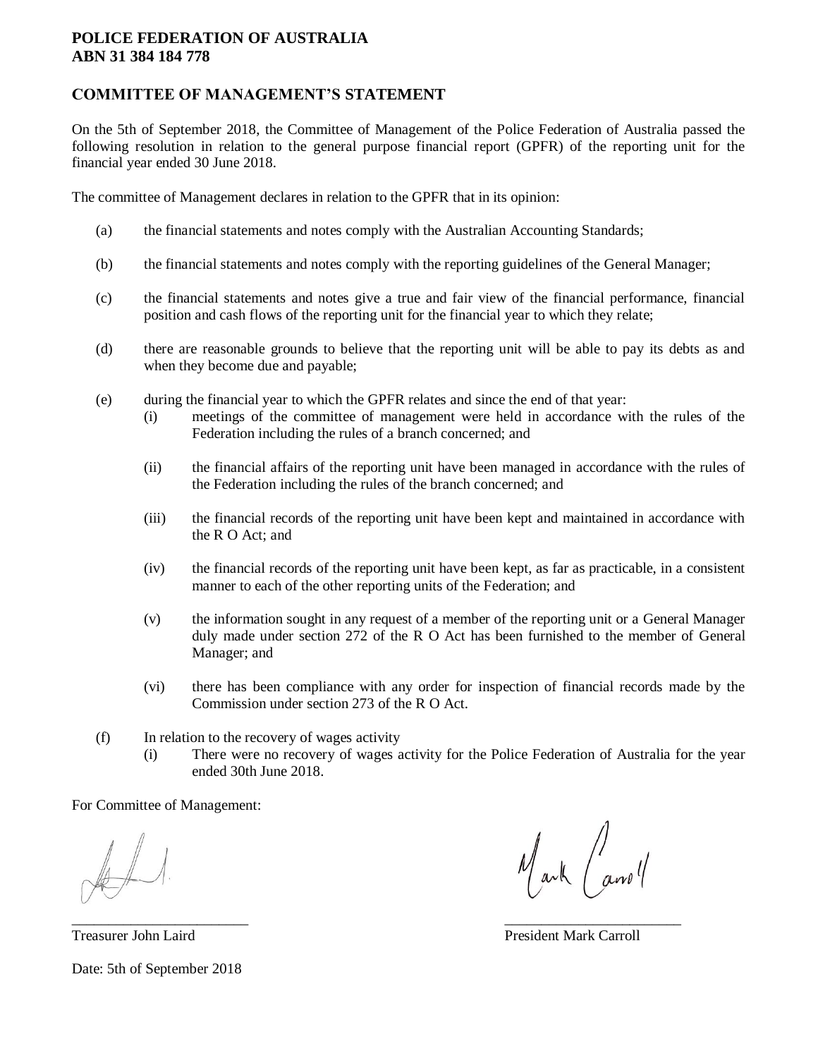**POLICE FEDERATION OF AUSTRALIA**
**ABN 31 384 184 778**

## COMMITTEE OF MANAGEMENT'S STATEMENT

On the 5th of September 2018, the Committee of Management of the Police Federation of Australia passed the following resolution in relation to the general purpose financial report (GPFR) of the reporting unit for the financial year ended 30 June 2018.

The committee of Management declares in relation to the GPFR that in its opinion:

(a) the financial statements and notes comply with the Australian Accounting Standards;

(b) the financial statements and notes comply with the reporting guidelines of the General Manager;

(c) the financial statements and notes give a true and fair view of the financial performance, financial position and cash flows of the reporting unit for the financial year to which they relate;

(d) there are reasonable grounds to believe that the reporting unit will be able to pay its debts as and when they become due and payable;

(e) during the financial year to which the GPFR relates and since the end of that year:

  (i) meetings of the committee of management were held in accordance with the rules of the Federation including the rules of a branch concerned; and

  (ii) the financial affairs of the reporting unit have been managed in accordance with the rules of the Federation including the rules of the branch concerned; and

  (iii) the financial records of the reporting unit have been kept and maintained in accordance with the R O Act; and

  (iv) the financial records of the reporting unit have been kept, as far as practicable, in a consistent manner to each of the other reporting units of the Federation; and

  (v) the information sought in any request of a member of the reporting unit or a General Manager duly made under section 272 of the R O Act has been furnished to the member of General Manager; and

  (vi) there has been compliance with any order for inspection of financial records made by the Commission under section 273 of the R O Act.

(f) In relation to the recovery of wages activity

  (i) There were no recovery of wages activity for the Police Federation of Australia for the year ended 30th June 2018.

For Committee of Management:

\_\_\_\_\_\_\_\_\_\_\_\_\_\_\_\_\_\_\_\_\_\_\_\_
Treasurer John Laird

\_\_\_\_\_\_\_\_\_\_\_\_\_\_\_\_\_\_\_\_\_\_\_\_
President Mark Carroll

Date: 5th of September 2018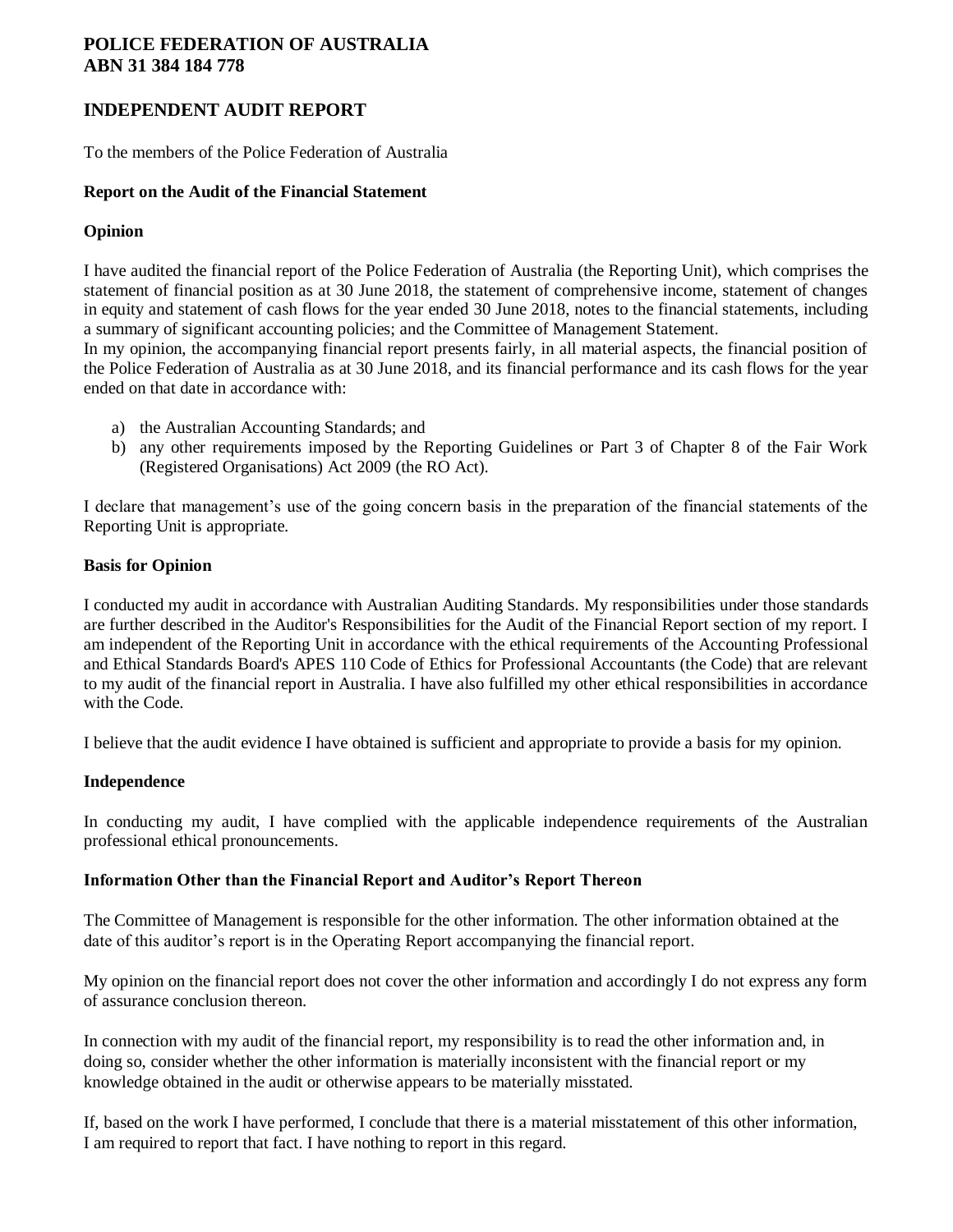**POLICE FEDERATION OF AUSTRALIA**
**ABN 31 384 184 778**

## INDEPENDENT AUDIT REPORT

To the members of the Police Federation of Australia

### Report on the Audit of the Financial Statement

### Opinion

I have audited the financial report of the Police Federation of Australia (the Reporting Unit), which comprises the statement of financial position as at 30 June 2018, the statement of comprehensive income, statement of changes in equity and statement of cash flows for the year ended 30 June 2018, notes to the financial statements, including a summary of significant accounting policies; and the Committee of Management Statement.
In my opinion, the accompanying financial report presents fairly, in all material aspects, the financial position of the Police Federation of Australia as at 30 June 2018, and its financial performance and its cash flows for the year ended on that date in accordance with:

a) the Australian Accounting Standards; and
b) any other requirements imposed by the Reporting Guidelines or Part 3 of Chapter 8 of the Fair Work (Registered Organisations) Act 2009 (the RO Act).

I declare that management's use of the going concern basis in the preparation of the financial statements of the Reporting Unit is appropriate.

### Basis for Opinion

I conducted my audit in accordance with Australian Auditing Standards. My responsibilities under those standards are further described in the Auditor's Responsibilities for the Audit of the Financial Report section of my report. I am independent of the Reporting Unit in accordance with the ethical requirements of the Accounting Professional and Ethical Standards Board's APES 110 Code of Ethics for Professional Accountants (the Code) that are relevant to my audit of the financial report in Australia. I have also fulfilled my other ethical responsibilities in accordance with the Code.

I believe that the audit evidence I have obtained is sufficient and appropriate to provide a basis for my opinion.

### Independence

In conducting my audit, I have complied with the applicable independence requirements of the Australian professional ethical pronouncements.

### Information Other than the Financial Report and Auditor's Report Thereon

The Committee of Management is responsible for the other information. The other information obtained at the date of this auditor's report is in the Operating Report accompanying the financial report.

My opinion on the financial report does not cover the other information and accordingly I do not express any form of assurance conclusion thereon.

In connection with my audit of the financial report, my responsibility is to read the other information and, in doing so, consider whether the other information is materially inconsistent with the financial report or my knowledge obtained in the audit or otherwise appears to be materially misstated.

If, based on the work I have performed, I conclude that there is a material misstatement of this other information, I am required to report that fact. I have nothing to report in this regard.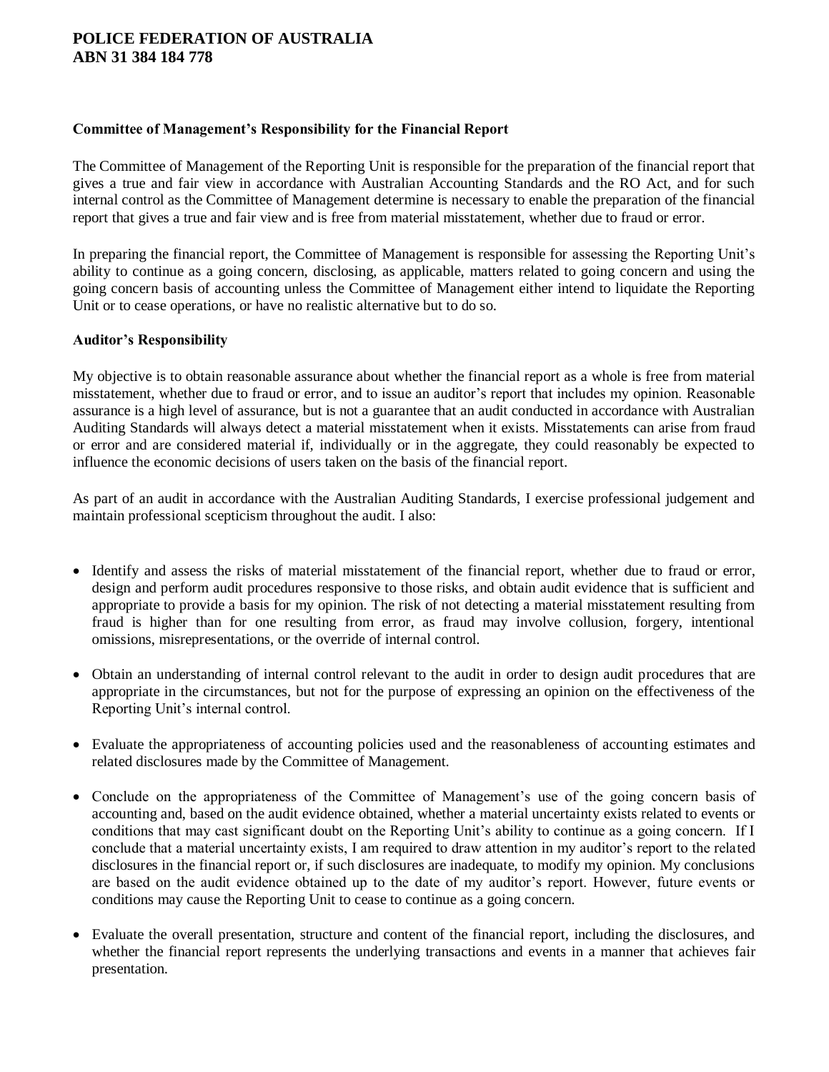**Committee of Management's Responsibility for the Financial Report**

The Committee of Management of the Reporting Unit is responsible for the preparation of the financial report that gives a true and fair view in accordance with Australian Accounting Standards and the RO Act, and for such internal control as the Committee of Management determine is necessary to enable the preparation of the financial report that gives a true and fair view and is free from material misstatement, whether due to fraud or error.

In preparing the financial report, the Committee of Management is responsible for assessing the Reporting Unit's ability to continue as a going concern, disclosing, as applicable, matters related to going concern and using the going concern basis of accounting unless the Committee of Management either intend to liquidate the Reporting Unit or to cease operations, or have no realistic alternative but to do so.

**Auditor's Responsibility**

My objective is to obtain reasonable assurance about whether the financial report as a whole is free from material misstatement, whether due to fraud or error, and to issue an auditor's report that includes my opinion. Reasonable assurance is a high level of assurance, but is not a guarantee that an audit conducted in accordance with Australian Auditing Standards will always detect a material misstatement when it exists. Misstatements can arise from fraud or error and are considered material if, individually or in the aggregate, they could reasonably be expected to influence the economic decisions of users taken on the basis of the financial report.

As part of an audit in accordance with the Australian Auditing Standards, I exercise professional judgement and maintain professional scepticism throughout the audit. I also:

- Identify and assess the risks of material misstatement of the financial report, whether due to fraud or error, design and perform audit procedures responsive to those risks, and obtain audit evidence that is sufficient and appropriate to provide a basis for my opinion. The risk of not detecting a material misstatement resulting from fraud is higher than for one resulting from error, as fraud may involve collusion, forgery, intentional omissions, misrepresentations, or the override of internal control.

- Obtain an understanding of internal control relevant to the audit in order to design audit procedures that are appropriate in the circumstances, but not for the purpose of expressing an opinion on the effectiveness of the Reporting Unit's internal control.

- Evaluate the appropriateness of accounting policies used and the reasonableness of accounting estimates and related disclosures made by the Committee of Management.

- Conclude on the appropriateness of the Committee of Management's use of the going concern basis of accounting and, based on the audit evidence obtained, whether a material uncertainty exists related to events or conditions that may cast significant doubt on the Reporting Unit's ability to continue as a going concern. If I conclude that a material uncertainty exists, I am required to draw attention in my auditor's report to the related disclosures in the financial report or, if such disclosures are inadequate, to modify my opinion. My conclusions are based on the audit evidence obtained up to the date of my auditor's report. However, future events or conditions may cause the Reporting Unit to cease to continue as a going concern.

- Evaluate the overall presentation, structure and content of the financial report, including the disclosures, and whether the financial report represents the underlying transactions and events in a manner that achieves fair presentation.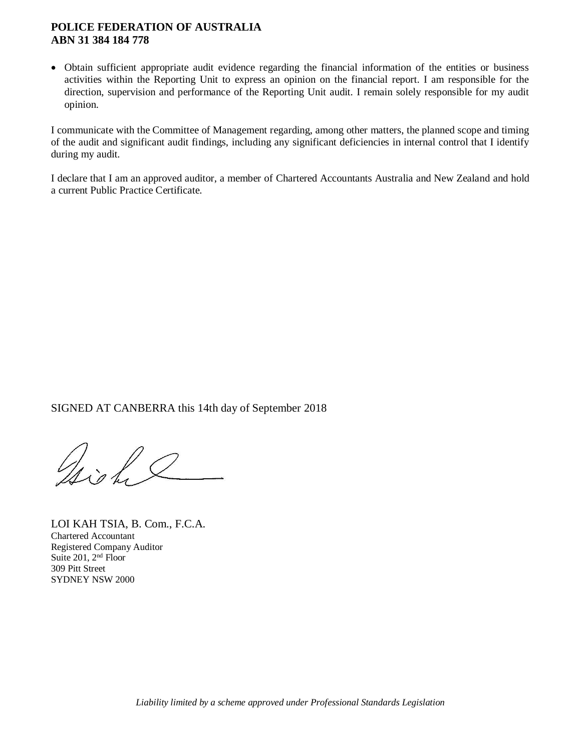- Obtain sufficient appropriate audit evidence regarding the financial information of the entities or business activities within the Reporting Unit to express an opinion on the financial report. I am responsible for the direction, supervision and performance of the Reporting Unit audit. I remain solely responsible for my audit opinion.

I communicate with the Committee of Management regarding, among other matters, the planned scope and timing of the audit and significant audit findings, including any significant deficiencies in internal control that I identify during my audit.

I declare that I am an approved auditor, a member of Chartered Accountants Australia and New Zealand and hold a current Public Practice Certificate.

SIGNED AT CANBERRA this 14th day of September 2018

LOI KAH TSIA, B. Com., F.C.A.
Chartered Accountant
Registered Company Auditor
Suite 201, 2nd Floor
309 Pitt Street
SYDNEY NSW 2000

*Liability limited by a scheme approved under Professional Standards Legislation*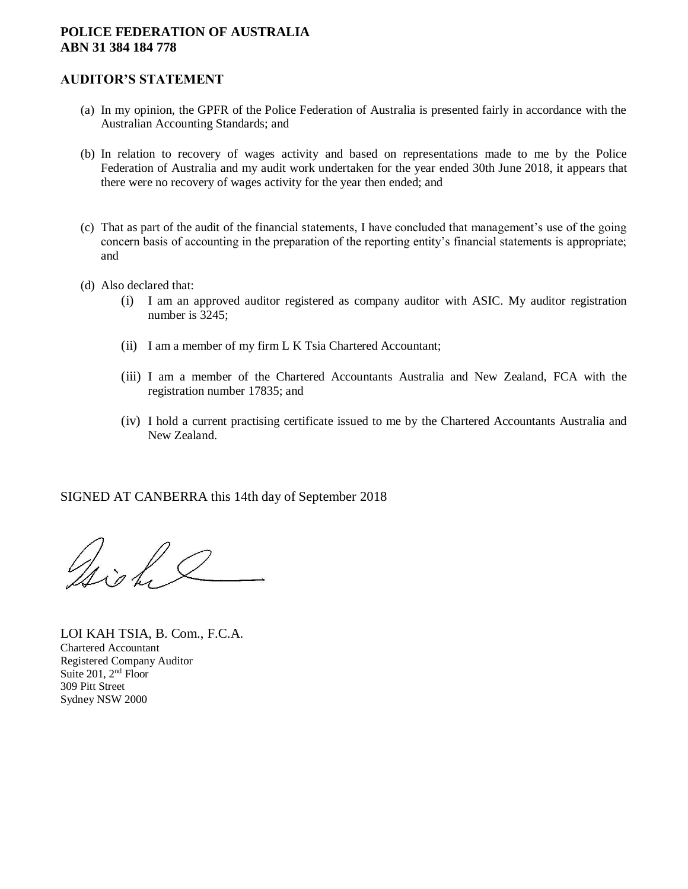**POLICE FEDERATION OF AUSTRALIA**
**ABN 31 384 184 778**

## AUDITOR'S STATEMENT

(a) In my opinion, the GPFR of the Police Federation of Australia is presented fairly in accordance with the Australian Accounting Standards; and

(b) In relation to recovery of wages activity and based on representations made to me by the Police Federation of Australia and my audit work undertaken for the year ended 30th June 2018, it appears that there were no recovery of wages activity for the year then ended; and

(c) That as part of the audit of the financial statements, I have concluded that management's use of the going concern basis of accounting in the preparation of the reporting entity's financial statements is appropriate; and

(d) Also declared that:

   (i) I am an approved auditor registered as company auditor with ASIC. My auditor registration number is 3245;

   (ii) I am a member of my firm L K Tsia Chartered Accountant;

   (iii) I am a member of the Chartered Accountants Australia and New Zealand, FCA with the registration number 17835; and

   (iv) I hold a current practising certificate issued to me by the Chartered Accountants Australia and New Zealand.

SIGNED AT CANBERRA this 14th day of September 2018

LOI KAH TSIA, B. Com., F.C.A.
Chartered Accountant
Registered Company Auditor
Suite 201, 2nd Floor
309 Pitt Street
Sydney NSW 2000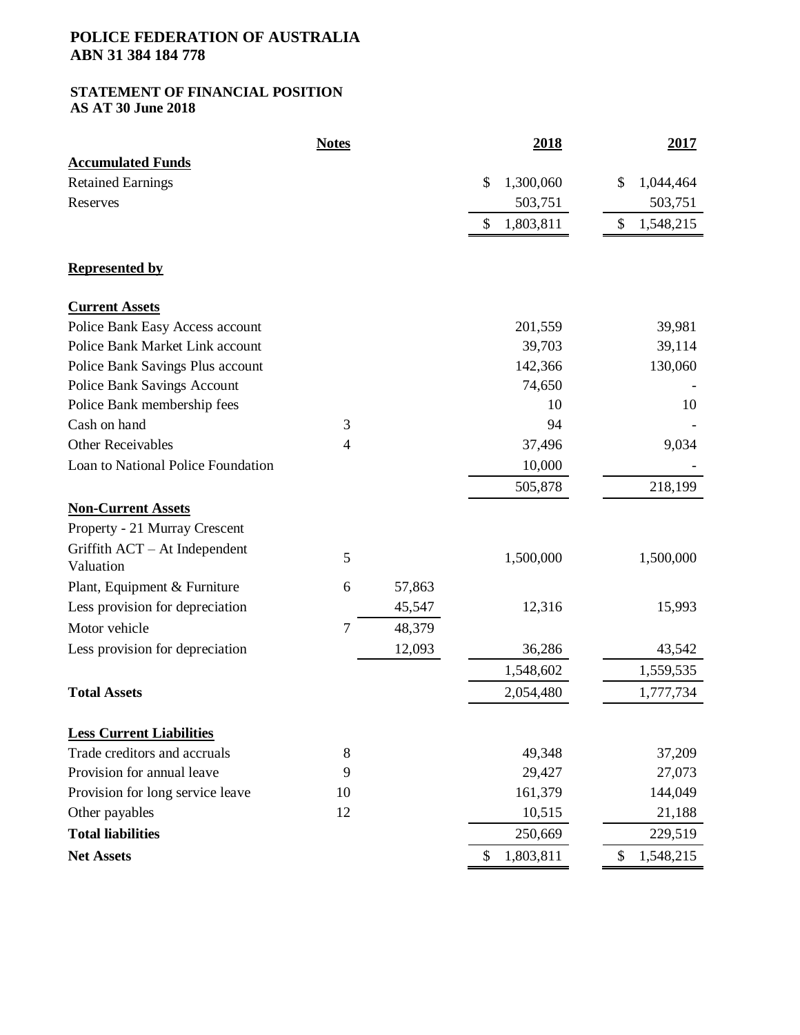**POLICE FEDERATION OF AUSTRALIA**
**ABN 31 384 184 778**

**STATEMENT OF FINANCIAL POSITION**
**AS AT 30 June 2018**

| | Notes | | 2018 | 2017 |
|---|---|---|---|---|
| **Accumulated Funds** | | | | |
| Retained Earnings | | | $ 1,300,060 | $ 1,044,464 |
| Reserves | | | 503,751 | 503,751 |
| | | | $ 1,803,811 | $ 1,548,215 |
| | | | | |
| **Represented by** | | | | |
| | | | | |
| **Current Assets** | | | | |
| Police Bank Easy Access account | | | 201,559 | 39,981 |
| Police Bank Market Link account | | | 39,703 | 39,114 |
| Police Bank Savings Plus account | | | 142,366 | 130,060 |
| Police Bank Savings Account | | | 74,650 | - |
| Police Bank membership fees | | | 10 | 10 |
| Cash on hand | 3 | | 94 | - |
| Other Receivables | 4 | | 37,496 | 9,034 |
| Loan to National Police Foundation | | | 10,000 | - |
| | | | 505,878 | 218,199 |
| **Non-Current Assets** | | | | |
| Property - 21 Murray Crescent | | | | |
| Griffith ACT – At Independent Valuation | 5 | | 1,500,000 | 1,500,000 |
| Plant, Equipment & Furniture | 6 | 57,863 | | |
| Less provision for depreciation | | 45,547 | 12,316 | 15,993 |
| Motor vehicle | 7 | 48,379 | | |
| Less provision for depreciation | | 12,093 | 36,286 | 43,542 |
| | | | 1,548,602 | 1,559,535 |
| **Total Assets** | | | 2,054,480 | 1,777,734 |
| | | | | |
| **Less Current Liabilities** | | | | |
| Trade creditors and accruals | 8 | | 49,348 | 37,209 |
| Provision for annual leave | 9 | | 29,427 | 27,073 |
| Provision for long service leave | 10 | | 161,379 | 144,049 |
| Other payables | 12 | | 10,515 | 21,188 |
| **Total liabilities** | | | 250,669 | 229,519 |
| **Net Assets** | | | $ 1,803,811 | $ 1,548,215 |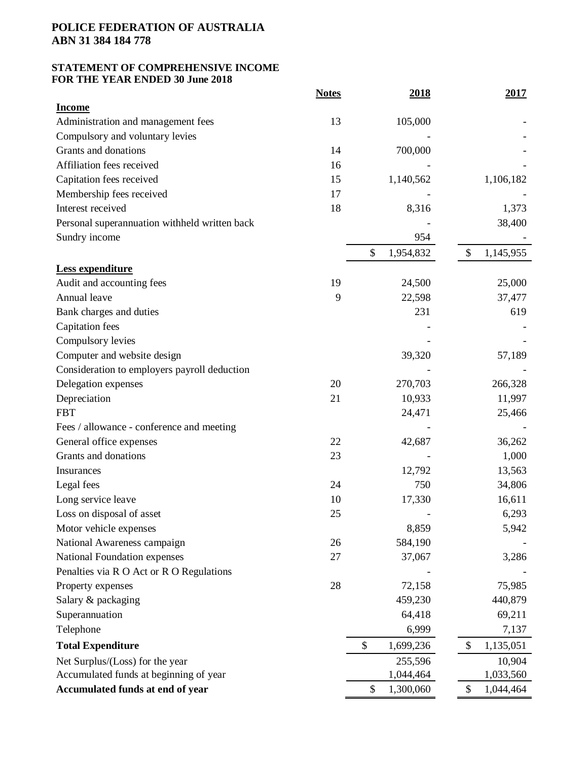**POLICE FEDERATION OF AUSTRALIA**
**ABN 31 384 184 778**

**STATEMENT OF COMPREHENSIVE INCOME**
**FOR THE YEAR ENDED 30 June 2018**

| | Notes | 2018 | 2017 |
|---|---|---|---|
| **Income** | | | |
| Administration and management fees | 13 | 105,000 | - |
| Compulsory and voluntary levies | | - | - |
| Grants and donations | 14 | 700,000 | - |
| Affiliation fees received | 16 | - | - |
| Capitation fees received | 15 | 1,140,562 | 1,106,182 |
| Membership fees received | 17 | - | - |
| Interest received | 18 | 8,316 | 1,373 |
| Personal superannuation withheld written back | | - | 38,400 |
| Sundry income | | 954 | - |
| | | $ 1,954,832 | $ 1,145,955 |
| **Less expenditure** | | | |
| Audit and accounting fees | 19 | 24,500 | 25,000 |
| Annual leave | 9 | 22,598 | 37,477 |
| Bank charges and duties | | 231 | 619 |
| Capitation fees | | - | - |
| Compulsory levies | | - | - |
| Computer and website design | | 39,320 | 57,189 |
| Consideration to employers payroll deduction | | - | - |
| Delegation expenses | 20 | 270,703 | 266,328 |
| Depreciation | 21 | 10,933 | 11,997 |
| FBT | | 24,471 | 25,466 |
| Fees / allowance - conference and meeting | | - | - |
| General office expenses | 22 | 42,687 | 36,262 |
| Grants and donations | 23 | - | 1,000 |
| Insurances | | 12,792 | 13,563 |
| Legal fees | 24 | 750 | 34,806 |
| Long service leave | 10 | 17,330 | 16,611 |
| Loss on disposal of asset | 25 | - | 6,293 |
| Motor vehicle expenses | | 8,859 | 5,942 |
| National Awareness campaign | 26 | 584,190 | - |
| National Foundation expenses | 27 | 37,067 | 3,286 |
| Penalties via R O Act or R O Regulations | | - | - |
| Property expenses | 28 | 72,158 | 75,985 |
| Salary & packaging | | 459,230 | 440,879 |
| Superannuation | | 64,418 | 69,211 |
| Telephone | | 6,999 | 7,137 |
| **Total Expenditure** | | $ 1,699,236 | $ 1,135,051 |
| Net Surplus/(Loss) for the year | | 255,596 | 10,904 |
| Accumulated funds at beginning of year | | 1,044,464 | 1,033,560 |
| **Accumulated funds at end of year** | | $ 1,300,060 | $ 1,044,464 |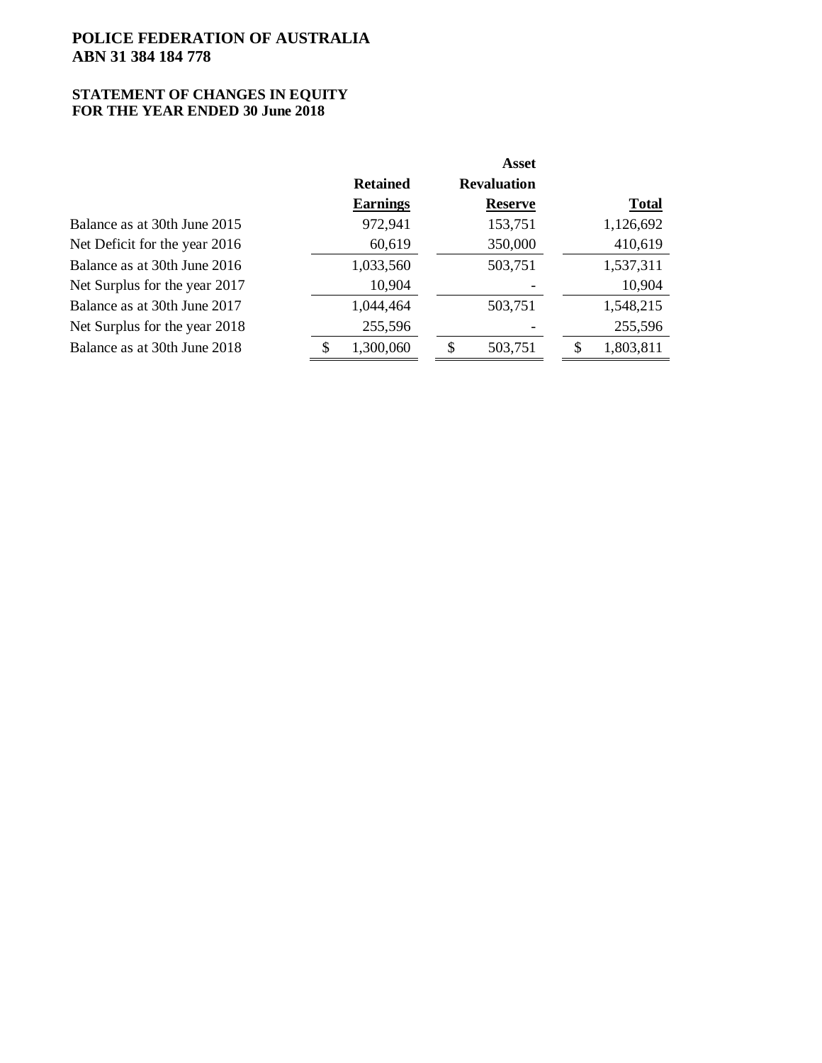**POLICE FEDERATION OF AUSTRALIA**
**ABN 31 384 184 778**

**STATEMENT OF CHANGES IN EQUITY**
**FOR THE YEAR ENDED 30 June 2018**

| | Retained Earnings | Asset Revaluation Reserve | Total |
|---|---|---|---|
| Balance as at 30th June 2015 | 972,941 | 153,751 | 1,126,692 |
| Net Deficit for the year 2016 | 60,619 | 350,000 | 410,619 |
| Balance as at 30th June 2016 | 1,033,560 | 503,751 | 1,537,311 |
| Net Surplus for the year 2017 | 10,904 | - | 10,904 |
| Balance as at 30th June 2017 | 1,044,464 | 503,751 | 1,548,215 |
| Net Surplus for the year 2018 | 255,596 | - | 255,596 |
| Balance as at 30th June 2018 | $ 1,300,060 | $ 503,751 | $ 1,803,811 |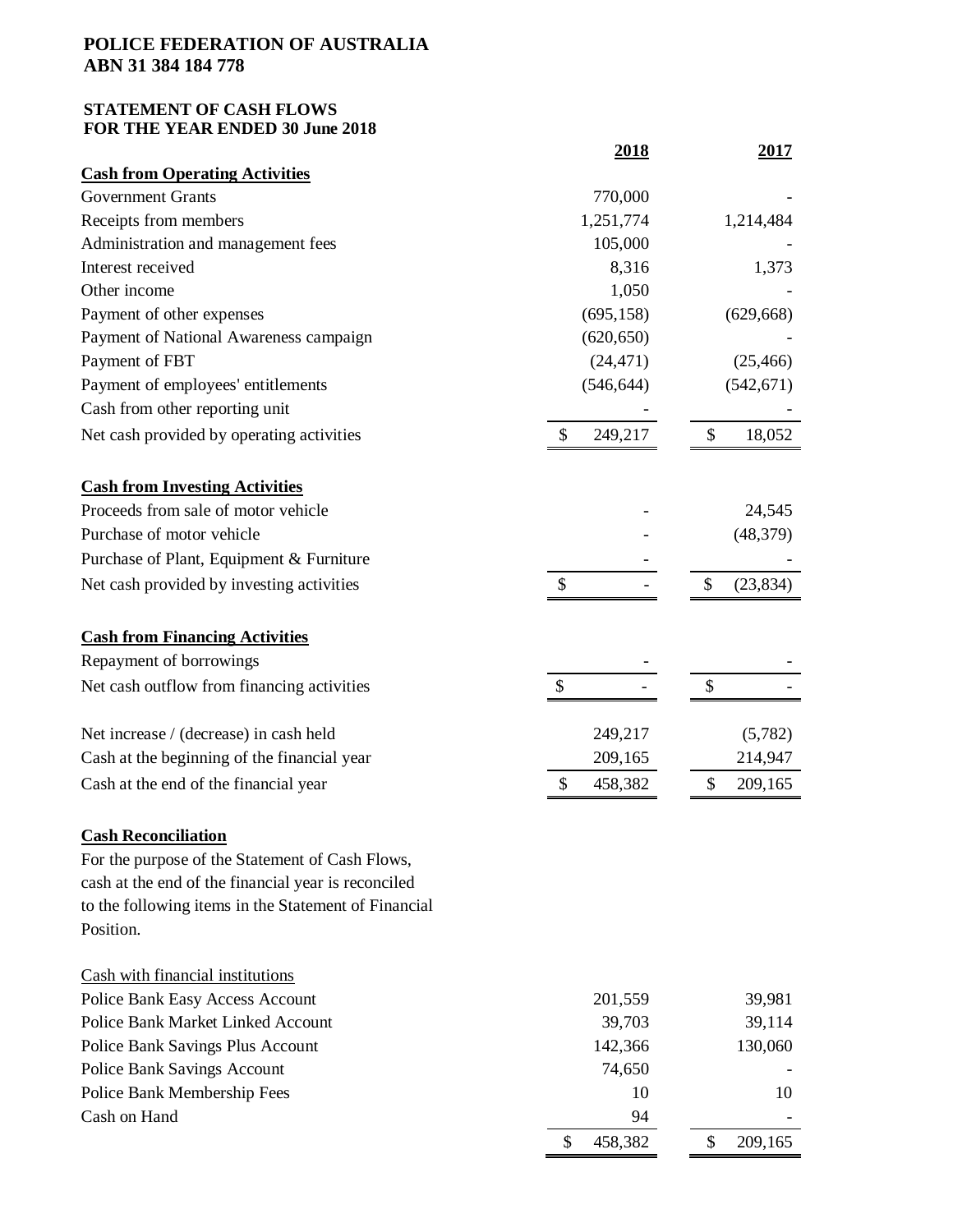**POLICE FEDERATION OF AUSTRALIA**
**ABN 31 384 184 778**

**STATEMENT OF CASH FLOWS**
**FOR THE YEAR ENDED 30 June 2018**

| | 2018 | 2017 |
|---|---|---|
| **Cash from Operating Activities** | | |
| Government Grants | 770,000 | - |
| Receipts from members | 1,251,774 | 1,214,484 |
| Administration and management fees | 105,000 | - |
| Interest received | 8,316 | 1,373 |
| Other income | 1,050 | - |
| Payment of other expenses | (695,158) | (629,668) |
| Payment of National Awareness campaign | (620,650) | - |
| Payment of FBT | (24,471) | (25,466) |
| Payment of employees' entitlements | (546,644) | (542,671) |
| Cash from other reporting unit | - | - |
| Net cash provided by operating activities | $ 249,217 | $ 18,052 |
| | | |
| **Cash from Investing Activities** | | |
| Proceeds from sale of motor vehicle | - | 24,545 |
| Purchase of motor vehicle | - | (48,379) |
| Purchase of Plant, Equipment & Furniture | - | - |
| Net cash provided by investing activities | $ - | $ (23,834) |
| | | |
| **Cash from Financing Activities** | | |
| Repayment of borrowings | - | - |
| Net cash outflow from financing activities | $ - | $ - |
| | | |
| Net increase / (decrease) in cash held | 249,217 | (5,782) |
| Cash at the beginning of the financial year | 209,165 | 214,947 |
| Cash at the end of the financial year | $ 458,382 | $ 209,165 |

**Cash Reconciliation**

For the purpose of the Statement of Cash Flows, cash at the end of the financial year is reconciled to the following items in the Statement of Financial Position.

| Cash with financial institutions | 2018 | 2017 |
|---|---|---|
| Police Bank Easy Access Account | 201,559 | 39,981 |
| Police Bank Market Linked Account | 39,703 | 39,114 |
| Police Bank Savings Plus Account | 142,366 | 130,060 |
| Police Bank Savings Account | 74,650 | - |
| Police Bank Membership Fees | 10 | 10 |
| Cash on Hand | 94 | - |
| | $ 458,382 | $ 209,165 |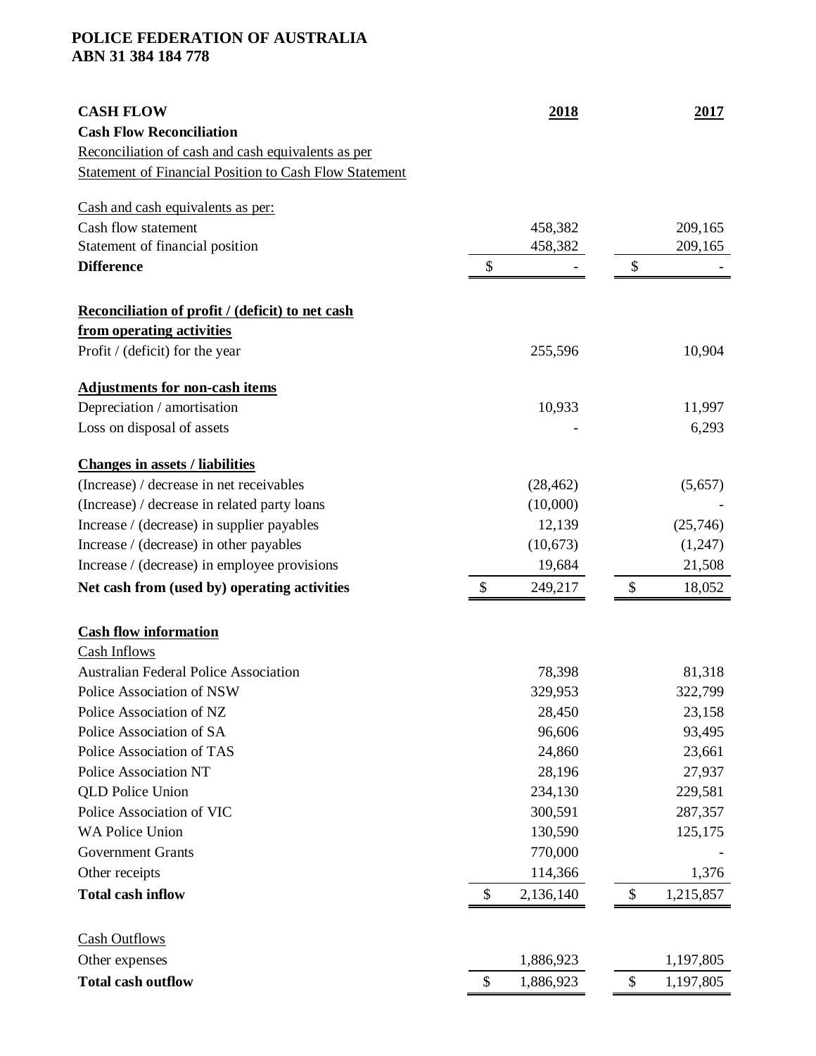**POLICE FEDERATION OF AUSTRALIA**
**ABN 31 384 184 778**

| **CASH FLOW** | **2018** | **2017** |
|---|---|---|
| **Cash Flow Reconciliation** | | |
| Reconciliation of cash and cash equivalents as per | | |
| Statement of Financial Position to Cash Flow Statement | | |
| | | |
| Cash and cash equivalents as per: | | |
| Cash flow statement | 458,382 | 209,165 |
| Statement of financial position | 458,382 | 209,165 |
| **Difference** | $ - | $ - |
| | | |
| **Reconciliation of profit / (deficit) to net cash from operating activities** | | |
| Profit / (deficit) for the year | 255,596 | 10,904 |
| | | |
| **Adjustments for non-cash items** | | |
| Depreciation / amortisation | 10,933 | 11,997 |
| Loss on disposal of assets | - | 6,293 |
| | | |
| **Changes in assets / liabilities** | | |
| (Increase) / decrease in net receivables | (28,462) | (5,657) |
| (Increase) / decrease in related party loans | (10,000) | - |
| Increase / (decrease) in supplier payables | 12,139 | (25,746) |
| Increase / (decrease) in other payables | (10,673) | (1,247) |
| Increase / (decrease) in employee provisions | 19,684 | 21,508 |
| **Net cash from (used by) operating activities** | $ 249,217 | $ 18,052 |
| | | |
| **Cash flow information** | | |
| Cash Inflows | | |
| Australian Federal Police Association | 78,398 | 81,318 |
| Police Association of NSW | 329,953 | 322,799 |
| Police Association of NZ | 28,450 | 23,158 |
| Police Association of SA | 96,606 | 93,495 |
| Police Association of TAS | 24,860 | 23,661 |
| Police Association NT | 28,196 | 27,937 |
| QLD Police Union | 234,130 | 229,581 |
| Police Association of VIC | 300,591 | 287,357 |
| WA Police Union | 130,590 | 125,175 |
| Government Grants | 770,000 | - |
| Other receipts | 114,366 | 1,376 |
| **Total cash inflow** | $ 2,136,140 | $ 1,215,857 |
| | | |
| Cash Outflows | | |
| Other expenses | 1,886,923 | 1,197,805 |
| **Total cash outflow** | $ 1,886,923 | $ 1,197,805 |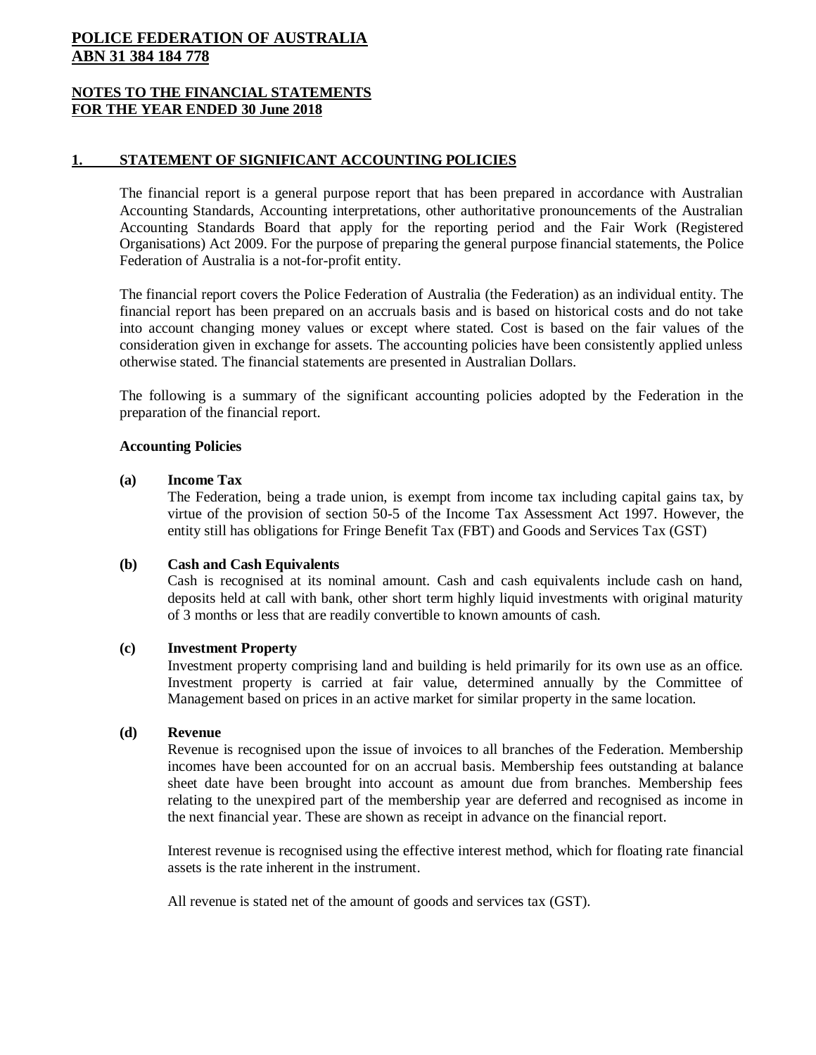**POLICE FEDERATION OF AUSTRALIA**
**ABN 31 384 184 778**

**NOTES TO THE FINANCIAL STATEMENTS**
**FOR THE YEAR ENDED 30 June 2018**

## 1. STATEMENT OF SIGNIFICANT ACCOUNTING POLICIES

The financial report is a general purpose report that has been prepared in accordance with Australian Accounting Standards, Accounting interpretations, other authoritative pronouncements of the Australian Accounting Standards Board that apply for the reporting period and the Fair Work (Registered Organisations) Act 2009. For the purpose of preparing the general purpose financial statements, the Police Federation of Australia is a not-for-profit entity.

The financial report covers the Police Federation of Australia (the Federation) as an individual entity. The financial report has been prepared on an accruals basis and is based on historical costs and do not take into account changing money values or except where stated. Cost is based on the fair values of the consideration given in exchange for assets. The accounting policies have been consistently applied unless otherwise stated. The financial statements are presented in Australian Dollars.

The following is a summary of the significant accounting policies adopted by the Federation in the preparation of the financial report.

**Accounting Policies**

**(a) Income Tax**

The Federation, being a trade union, is exempt from income tax including capital gains tax, by virtue of the provision of section 50-5 of the Income Tax Assessment Act 1997. However, the entity still has obligations for Fringe Benefit Tax (FBT) and Goods and Services Tax (GST)

**(b) Cash and Cash Equivalents**

Cash is recognised at its nominal amount. Cash and cash equivalents include cash on hand, deposits held at call with bank, other short term highly liquid investments with original maturity of 3 months or less that are readily convertible to known amounts of cash.

**(c) Investment Property**

Investment property comprising land and building is held primarily for its own use as an office. Investment property is carried at fair value, determined annually by the Committee of Management based on prices in an active market for similar property in the same location.

**(d) Revenue**

Revenue is recognised upon the issue of invoices to all branches of the Federation. Membership incomes have been accounted for on an accrual basis. Membership fees outstanding at balance sheet date have been brought into account as amount due from branches. Membership fees relating to the unexpired part of the membership year are deferred and recognised as income in the next financial year. These are shown as receipt in advance on the financial report.

Interest revenue is recognised using the effective interest method, which for floating rate financial assets is the rate inherent in the instrument.

All revenue is stated net of the amount of goods and services tax (GST).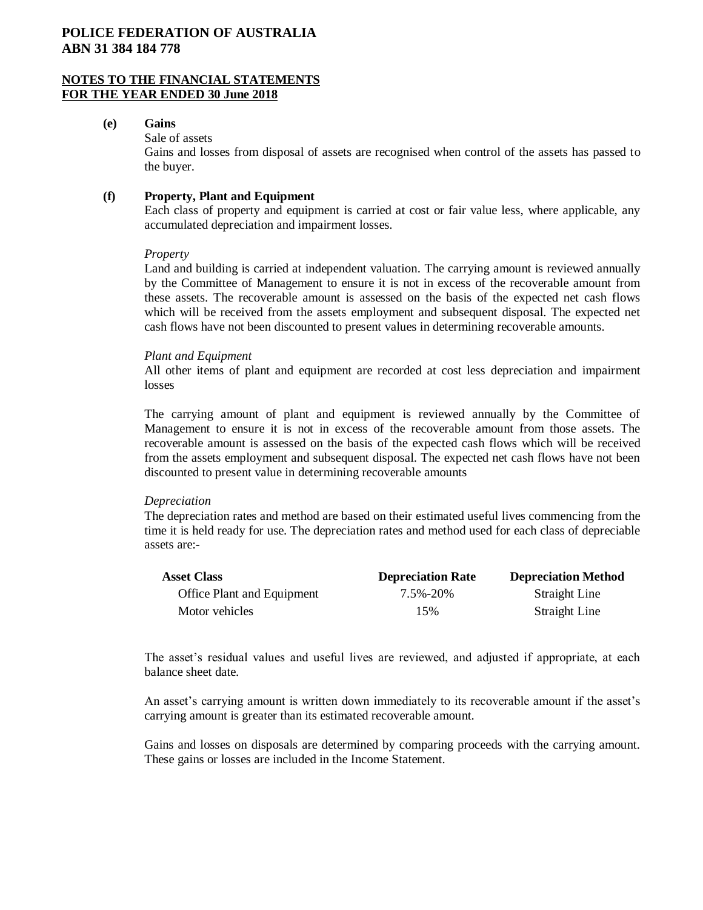**(e) Gains**

Sale of assets

Gains and losses from disposal of assets are recognised when control of the assets has passed to the buyer.

**(f) Property, Plant and Equipment**

Each class of property and equipment is carried at cost or fair value less, where applicable, any accumulated depreciation and impairment losses.

*Property*

Land and building is carried at independent valuation. The carrying amount is reviewed annually by the Committee of Management to ensure it is not in excess of the recoverable amount from these assets. The recoverable amount is assessed on the basis of the expected net cash flows which will be received from the assets employment and subsequent disposal. The expected net cash flows have not been discounted to present values in determining recoverable amounts.

*Plant and Equipment*

All other items of plant and equipment are recorded at cost less depreciation and impairment losses

The carrying amount of plant and equipment is reviewed annually by the Committee of Management to ensure it is not in excess of the recoverable amount from those assets. The recoverable amount is assessed on the basis of the expected cash flows which will be received from the assets employment and subsequent disposal. The expected net cash flows have not been discounted to present value in determining recoverable amounts

*Depreciation*

The depreciation rates and method are based on their estimated useful lives commencing from the time it is held ready for use. The depreciation rates and method used for each class of depreciable assets are:-

| Asset Class | Depreciation Rate | Depreciation Method |
|---|---|---|
| Office Plant and Equipment | 7.5%-20% | Straight Line |
| Motor vehicles | 15% | Straight Line |

The asset's residual values and useful lives are reviewed, and adjusted if appropriate, at each balance sheet date.

An asset's carrying amount is written down immediately to its recoverable amount if the asset's carrying amount is greater than its estimated recoverable amount.

Gains and losses on disposals are determined by comparing proceeds with the carrying amount. These gains or losses are included in the Income Statement.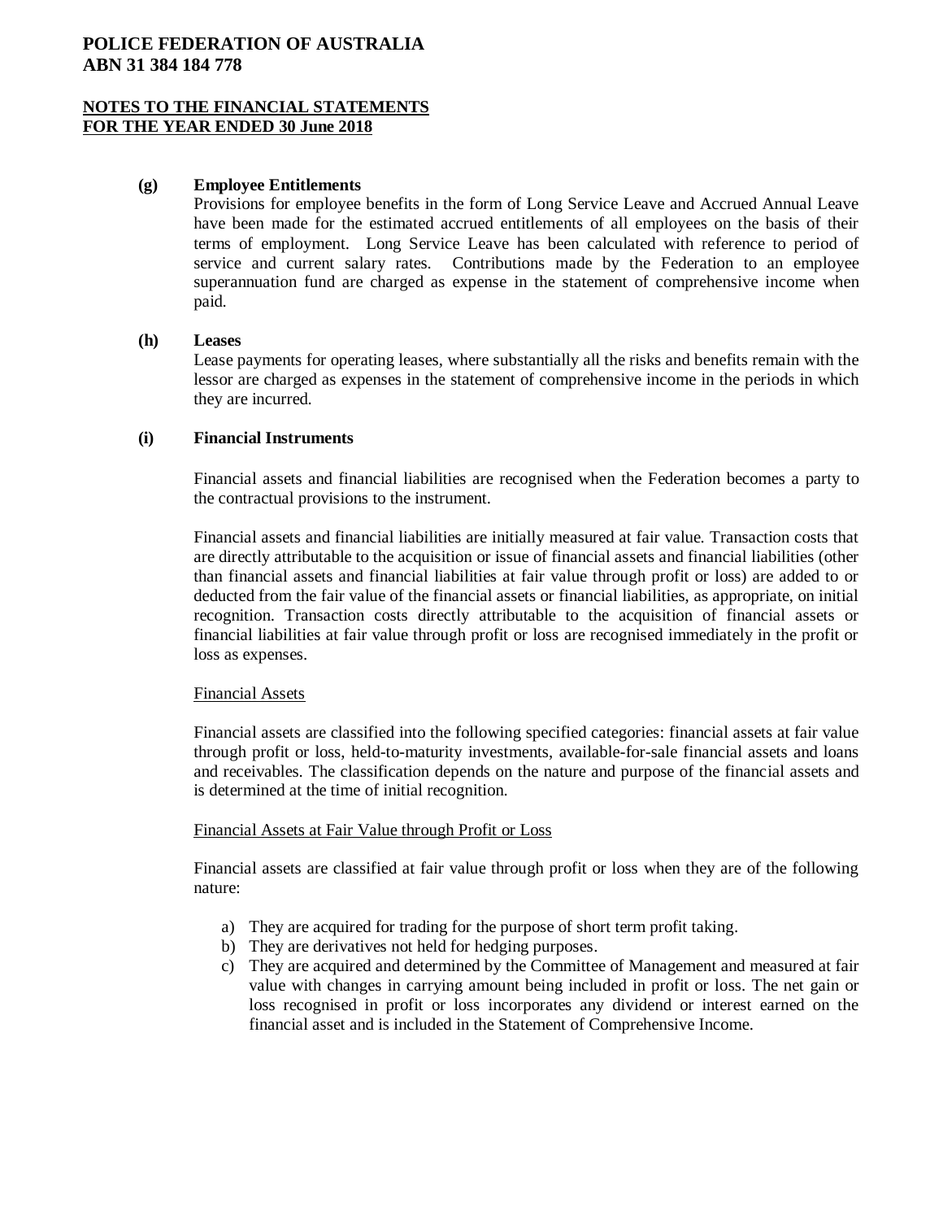**(g) Employee Entitlements**

Provisions for employee benefits in the form of Long Service Leave and Accrued Annual Leave have been made for the estimated accrued entitlements of all employees on the basis of their terms of employment. Long Service Leave has been calculated with reference to period of service and current salary rates. Contributions made by the Federation to an employee superannuation fund are charged as expense in the statement of comprehensive income when paid.

**(h) Leases**

Lease payments for operating leases, where substantially all the risks and benefits remain with the lessor are charged as expenses in the statement of comprehensive income in the periods in which they are incurred.

**(i) Financial Instruments**

Financial assets and financial liabilities are recognised when the Federation becomes a party to the contractual provisions to the instrument.

Financial assets and financial liabilities are initially measured at fair value. Transaction costs that are directly attributable to the acquisition or issue of financial assets and financial liabilities (other than financial assets and financial liabilities at fair value through profit or loss) are added to or deducted from the fair value of the financial assets or financial liabilities, as appropriate, on initial recognition. Transaction costs directly attributable to the acquisition of financial assets or financial liabilities at fair value through profit or loss are recognised immediately in the profit or loss as expenses.

<u>Financial Assets</u>

Financial assets are classified into the following specified categories: financial assets at fair value through profit or loss, held-to-maturity investments, available-for-sale financial assets and loans and receivables. The classification depends on the nature and purpose of the financial assets and is determined at the time of initial recognition.

<u>Financial Assets at Fair Value through Profit or Loss</u>

Financial assets are classified at fair value through profit or loss when they are of the following nature:

a) They are acquired for trading for the purpose of short term profit taking.
b) They are derivatives not held for hedging purposes.
c) They are acquired and determined by the Committee of Management and measured at fair value with changes in carrying amount being included in profit or loss. The net gain or loss recognised in profit or loss incorporates any dividend or interest earned on the financial asset and is included in the Statement of Comprehensive Income.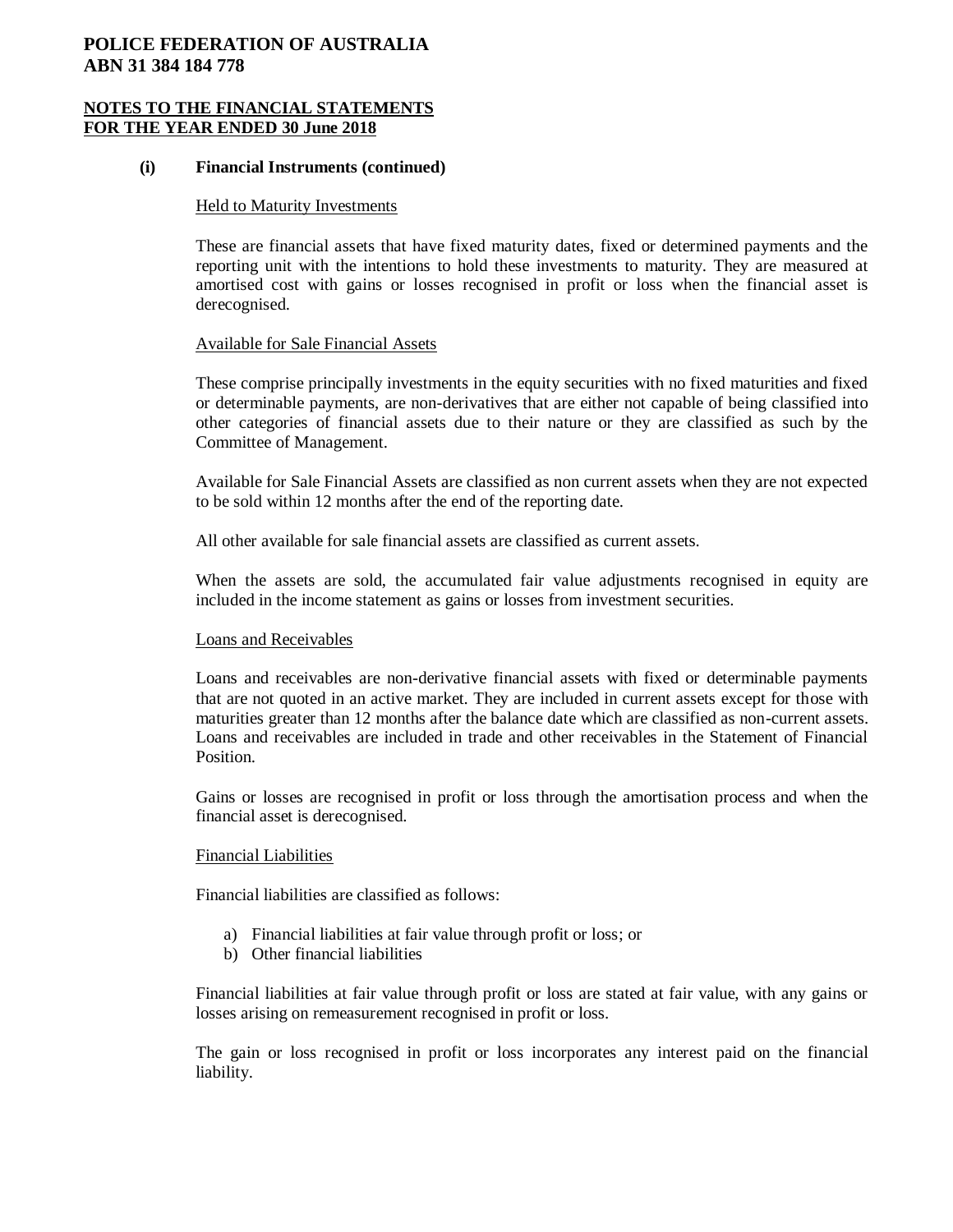# POLICE FEDERATION OF AUSTRALIA
# ABN 31 384 184 778

## NOTES TO THE FINANCIAL STATEMENTS FOR THE YEAR ENDED 30 June 2018

### (i) Financial Instruments (continued)

Held to Maturity Investments

These are financial assets that have fixed maturity dates, fixed or determined payments and the reporting unit with the intentions to hold these investments to maturity. They are measured at amortised cost with gains or losses recognised in profit or loss when the financial asset is derecognised.

Available for Sale Financial Assets

These comprise principally investments in the equity securities with no fixed maturities and fixed or determinable payments, are non-derivatives that are either not capable of being classified into other categories of financial assets due to their nature or they are classified as such by the Committee of Management.

Available for Sale Financial Assets are classified as non current assets when they are not expected to be sold within 12 months after the end of the reporting date.

All other available for sale financial assets are classified as current assets.

When the assets are sold, the accumulated fair value adjustments recognised in equity are included in the income statement as gains or losses from investment securities.

Loans and Receivables

Loans and receivables are non-derivative financial assets with fixed or determinable payments that are not quoted in an active market. They are included in current assets except for those with maturities greater than 12 months after the balance date which are classified as non-current assets. Loans and receivables are included in trade and other receivables in the Statement of Financial Position.

Gains or losses are recognised in profit or loss through the amortisation process and when the financial asset is derecognised.

Financial Liabilities

Financial liabilities are classified as follows:

a) Financial liabilities at fair value through profit or loss; or
b) Other financial liabilities

Financial liabilities at fair value through profit or loss are stated at fair value, with any gains or losses arising on remeasurement recognised in profit or loss.

The gain or loss recognised in profit or loss incorporates any interest paid on the financial liability.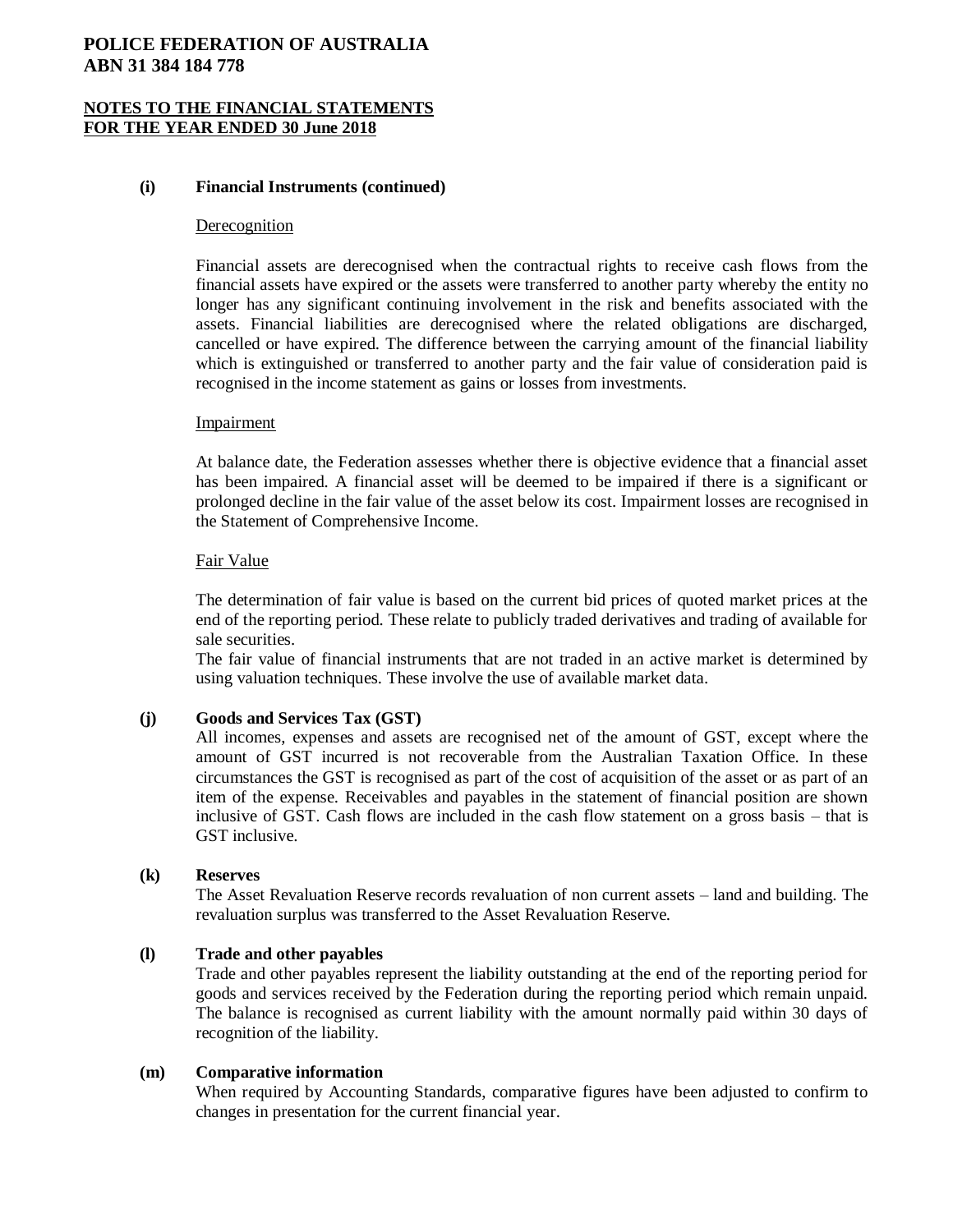# POLICE FEDERATION OF AUSTRALIA
# ABN 31 384 184 778

## NOTES TO THE FINANCIAL STATEMENTS
## FOR THE YEAR ENDED 30 June 2018

**(i) Financial Instruments (continued)**

Derecognition

Financial assets are derecognised when the contractual rights to receive cash flows from the financial assets have expired or the assets were transferred to another party whereby the entity no longer has any significant continuing involvement in the risk and benefits associated with the assets. Financial liabilities are derecognised where the related obligations are discharged, cancelled or have expired. The difference between the carrying amount of the financial liability which is extinguished or transferred to another party and the fair value of consideration paid is recognised in the income statement as gains or losses from investments.

Impairment

At balance date, the Federation assesses whether there is objective evidence that a financial asset has been impaired. A financial asset will be deemed to be impaired if there is a significant or prolonged decline in the fair value of the asset below its cost. Impairment losses are recognised in the Statement of Comprehensive Income.

Fair Value

The determination of fair value is based on the current bid prices of quoted market prices at the end of the reporting period. These relate to publicly traded derivatives and trading of available for sale securities.
The fair value of financial instruments that are not traded in an active market is determined by using valuation techniques. These involve the use of available market data.

**(j) Goods and Services Tax (GST)**

All incomes, expenses and assets are recognised net of the amount of GST, except where the amount of GST incurred is not recoverable from the Australian Taxation Office. In these circumstances the GST is recognised as part of the cost of acquisition of the asset or as part of an item of the expense. Receivables and payables in the statement of financial position are shown inclusive of GST. Cash flows are included in the cash flow statement on a gross basis – that is GST inclusive.

**(k) Reserves**

The Asset Revaluation Reserve records revaluation of non current assets – land and building. The revaluation surplus was transferred to the Asset Revaluation Reserve.

**(l) Trade and other payables**

Trade and other payables represent the liability outstanding at the end of the reporting period for goods and services received by the Federation during the reporting period which remain unpaid. The balance is recognised as current liability with the amount normally paid within 30 days of recognition of the liability.

**(m) Comparative information**

When required by Accounting Standards, comparative figures have been adjusted to confirm to changes in presentation for the current financial year.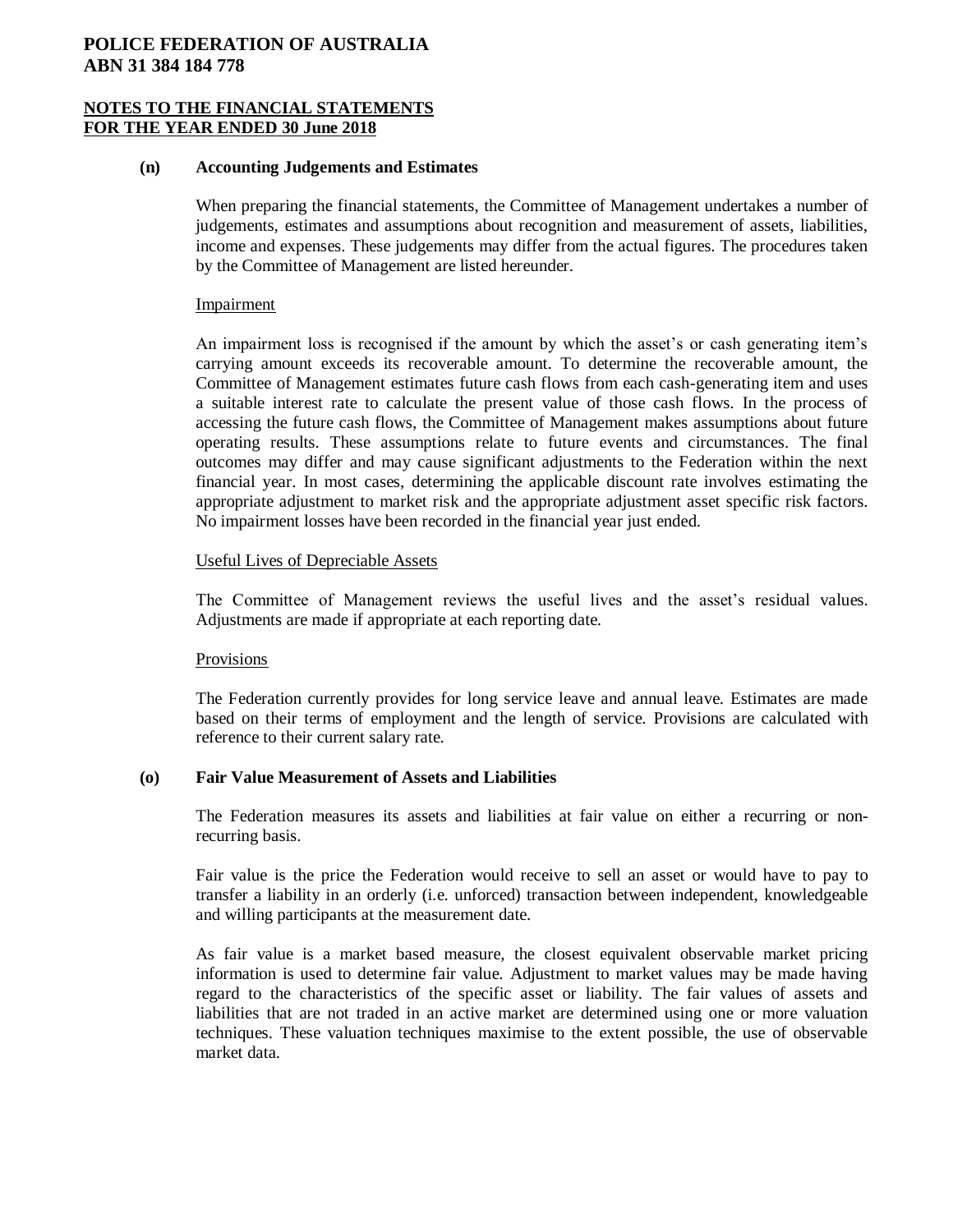**(n) Accounting Judgements and Estimates**

When preparing the financial statements, the Committee of Management undertakes a number of judgements, estimates and assumptions about recognition and measurement of assets, liabilities, income and expenses. These judgements may differ from the actual figures. The procedures taken by the Committee of Management are listed hereunder.

Impairment

An impairment loss is recognised if the amount by which the asset's or cash generating item's carrying amount exceeds its recoverable amount. To determine the recoverable amount, the Committee of Management estimates future cash flows from each cash-generating item and uses a suitable interest rate to calculate the present value of those cash flows. In the process of accessing the future cash flows, the Committee of Management makes assumptions about future operating results. These assumptions relate to future events and circumstances. The final outcomes may differ and may cause significant adjustments to the Federation within the next financial year. In most cases, determining the applicable discount rate involves estimating the appropriate adjustment to market risk and the appropriate adjustment asset specific risk factors. No impairment losses have been recorded in the financial year just ended.

Useful Lives of Depreciable Assets

The Committee of Management reviews the useful lives and the asset's residual values. Adjustments are made if appropriate at each reporting date.

Provisions

The Federation currently provides for long service leave and annual leave. Estimates are made based on their terms of employment and the length of service. Provisions are calculated with reference to their current salary rate.

**(o) Fair Value Measurement of Assets and Liabilities**

The Federation measures its assets and liabilities at fair value on either a recurring or non-recurring basis.

Fair value is the price the Federation would receive to sell an asset or would have to pay to transfer a liability in an orderly (i.e. unforced) transaction between independent, knowledgeable and willing participants at the measurement date.

As fair value is a market based measure, the closest equivalent observable market pricing information is used to determine fair value. Adjustment to market values may be made having regard to the characteristics of the specific asset or liability. The fair values of assets and liabilities that are not traded in an active market are determined using one or more valuation techniques. These valuation techniques maximise to the extent possible, the use of observable market data.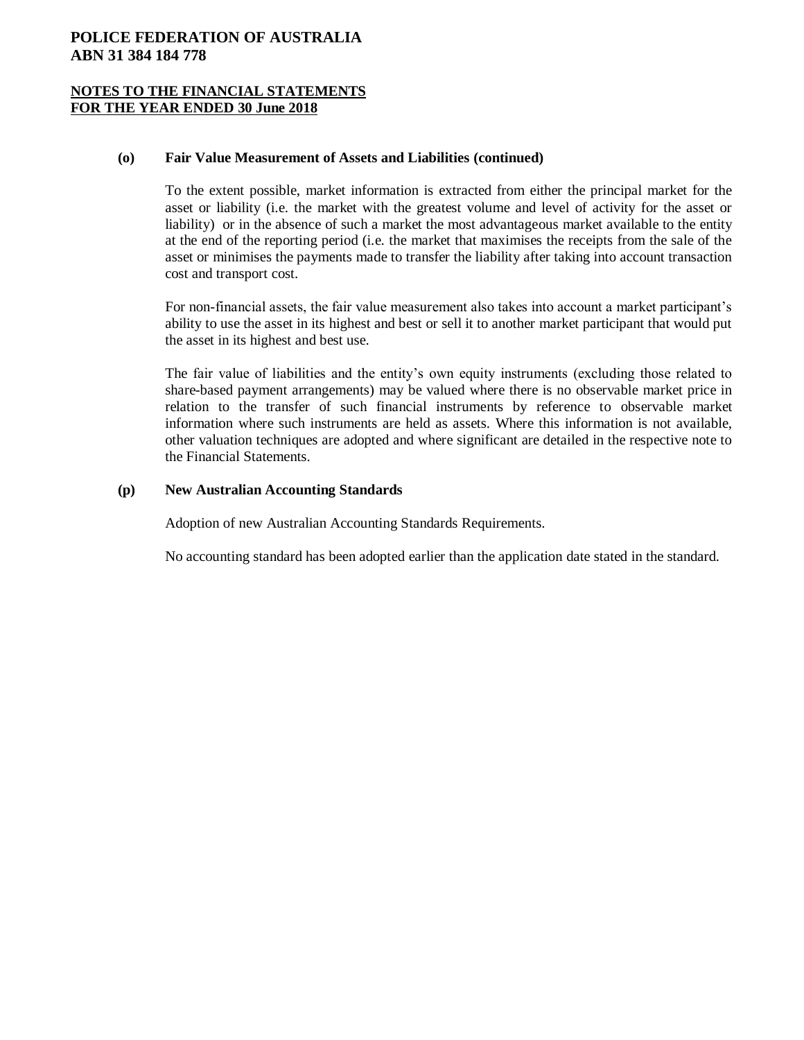# POLICE FEDERATION OF AUSTRALIA
# ABN 31 384 184 778

## NOTES TO THE FINANCIAL STATEMENTS
## FOR THE YEAR ENDED 30 June 2018

### (o) Fair Value Measurement of Assets and Liabilities (continued)

To the extent possible, market information is extracted from either the principal market for the asset or liability (i.e. the market with the greatest volume and level of activity for the asset or liability) or in the absence of such a market the most advantageous market available to the entity at the end of the reporting period (i.e. the market that maximises the receipts from the sale of the asset or minimises the payments made to transfer the liability after taking into account transaction cost and transport cost.

For non-financial assets, the fair value measurement also takes into account a market participant's ability to use the asset in its highest and best or sell it to another market participant that would put the asset in its highest and best use.

The fair value of liabilities and the entity's own equity instruments (excluding those related to share-based payment arrangements) may be valued where there is no observable market price in relation to the transfer of such financial instruments by reference to observable market information where such instruments are held as assets. Where this information is not available, other valuation techniques are adopted and where significant are detailed in the respective note to the Financial Statements.

### (p) New Australian Accounting Standards

Adoption of new Australian Accounting Standards Requirements.

No accounting standard has been adopted earlier than the application date stated in the standard.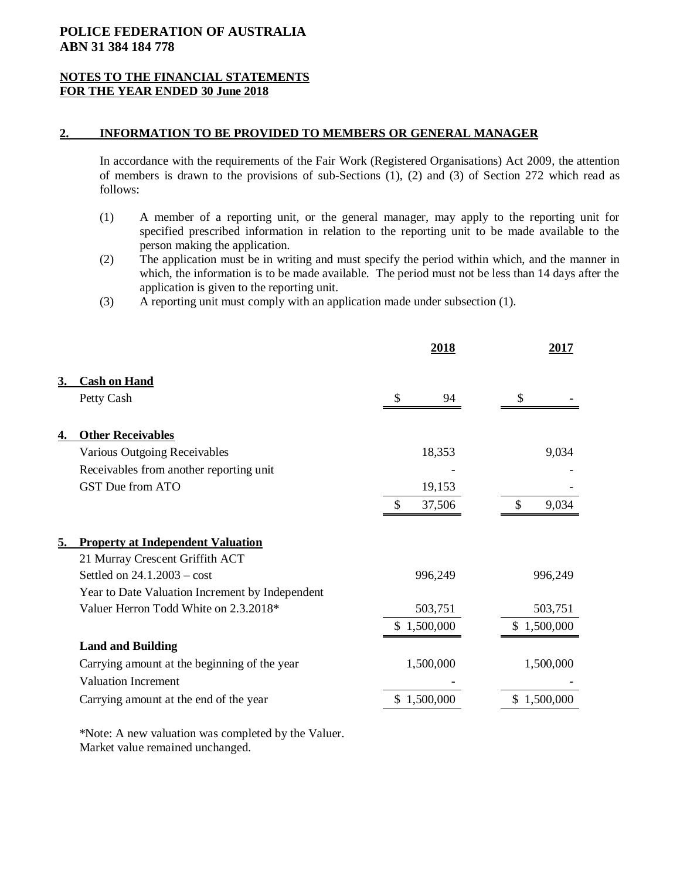**POLICE FEDERATION OF AUSTRALIA**
**ABN 31 384 184 778**

**NOTES TO THE FINANCIAL STATEMENTS**
**FOR THE YEAR ENDED 30 June 2018**

## 2. INFORMATION TO BE PROVIDED TO MEMBERS OR GENERAL MANAGER

In accordance with the requirements of the Fair Work (Registered Organisations) Act 2009, the attention of members is drawn to the provisions of sub-Sections (1), (2) and (3) of Section 272 which read as follows:

(1) A member of a reporting unit, or the general manager, may apply to the reporting unit for specified prescribed information in relation to the reporting unit to be made available to the person making the application.
(2) The application must be in writing and must specify the period within which, and the manner in which, the information is to be made available. The period must not be less than 14 days after the application is given to the reporting unit.
(3) A reporting unit must comply with an application made under subsection (1).

| | 2018 | 2017 |
|---|---|---|
| **3. Cash on Hand** | | |
| Petty Cash | $ 94 | $ - |
| **4. Other Receivables** | | |
| Various Outgoing Receivables | 18,353 | 9,034 |
| Receivables from another reporting unit | - | - |
| GST Due from ATO | 19,153 | - |
| | $ 37,506 | $ 9,034 |
| **5. Property at Independent Valuation** | | |
| 21 Murray Crescent Griffith ACT | | |
| Settled on 24.1.2003 – cost | 996,249 | 996,249 |
| Year to Date Valuation Increment by Independent Valuer Herron Todd White on 2.3.2018* | 503,751 | 503,751 |
| | $ 1,500,000 | $ 1,500,000 |
| **Land and Building** | | |
| Carrying amount at the beginning of the year | 1,500,000 | 1,500,000 |
| Valuation Increment | - | - |
| Carrying amount at the end of the year | $ 1,500,000 | $ 1,500,000 |

*Note: A new valuation was completed by the Valuer.
Market value remained unchanged.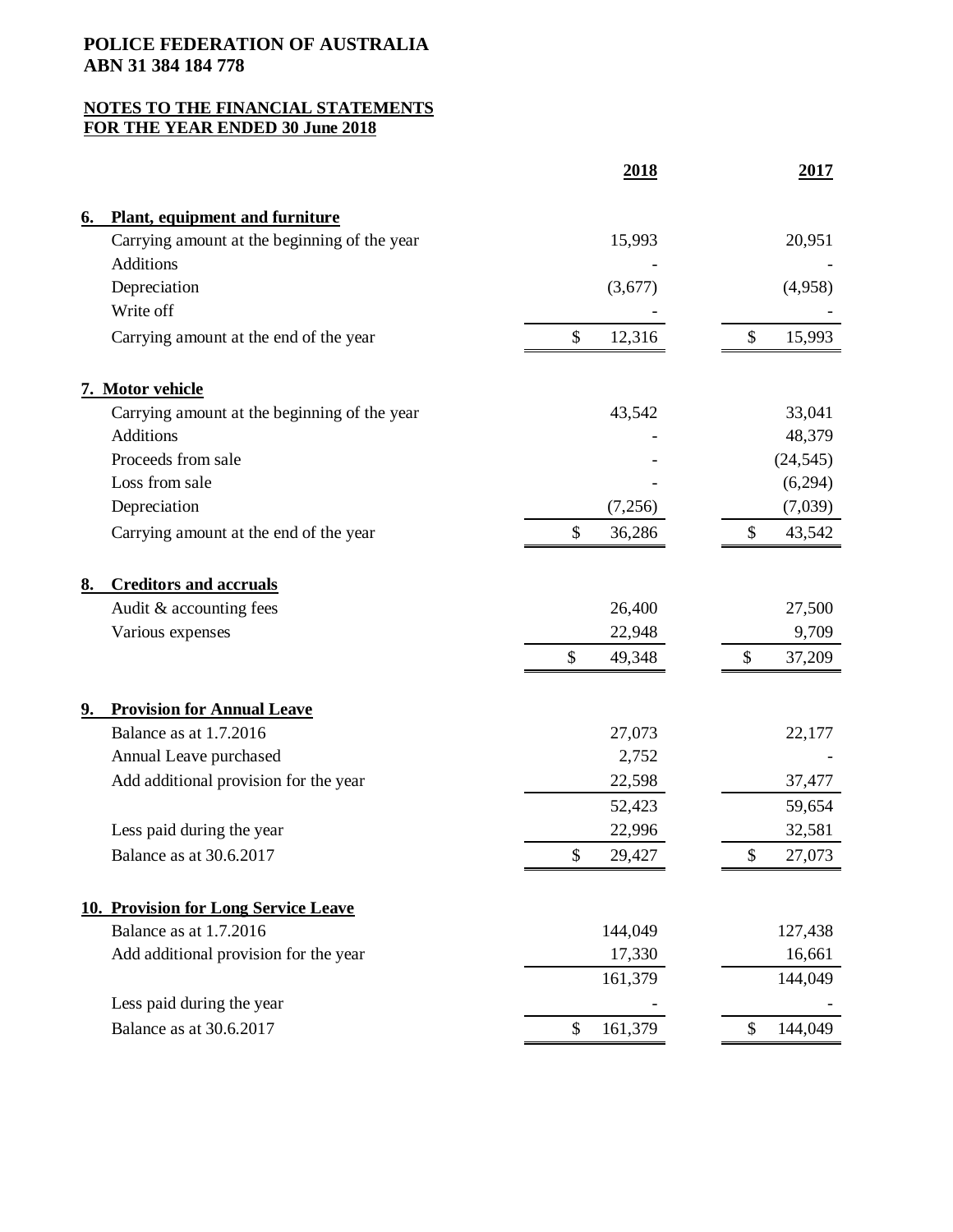**POLICE FEDERATION OF AUSTRALIA**
**ABN 31 384 184 778**

**NOTES TO THE FINANCIAL STATEMENTS**
**FOR THE YEAR ENDED 30 June 2018**

| | 2018 | 2017 |
|---|---|---|
| **6. Plant, equipment and furniture** | | |
| Carrying amount at the beginning of the year | 15,993 | 20,951 |
| Additions | - | - |
| Depreciation | (3,677) | (4,958) |
| Write off | - | - |
| Carrying amount at the end of the year | $ 12,316 | $ 15,993 |
| **7. Motor vehicle** | | |
| Carrying amount at the beginning of the year | 43,542 | 33,041 |
| Additions | - | 48,379 |
| Proceeds from sale | - | (24,545) |
| Loss from sale | - | (6,294) |
| Depreciation | (7,256) | (7,039) |
| Carrying amount at the end of the year | $ 36,286 | $ 43,542 |
| **8. Creditors and accruals** | | |
| Audit & accounting fees | 26,400 | 27,500 |
| Various expenses | 22,948 | 9,709 |
| | $ 49,348 | $ 37,209 |
| **9. Provision for Annual Leave** | | |
| Balance as at 1.7.2016 | 27,073 | 22,177 |
| Annual Leave purchased | 2,752 | - |
| Add additional provision for the year | 22,598 | 37,477 |
| | 52,423 | 59,654 |
| Less paid during the year | 22,996 | 32,581 |
| Balance as at 30.6.2017 | $ 29,427 | $ 27,073 |
| **10. Provision for Long Service Leave** | | |
| Balance as at 1.7.2016 | 144,049 | 127,438 |
| Add additional provision for the year | 17,330 | 16,661 |
| | 161,379 | 144,049 |
| Less paid during the year | - | - |
| Balance as at 30.6.2017 | $ 161,379 | $ 144,049 |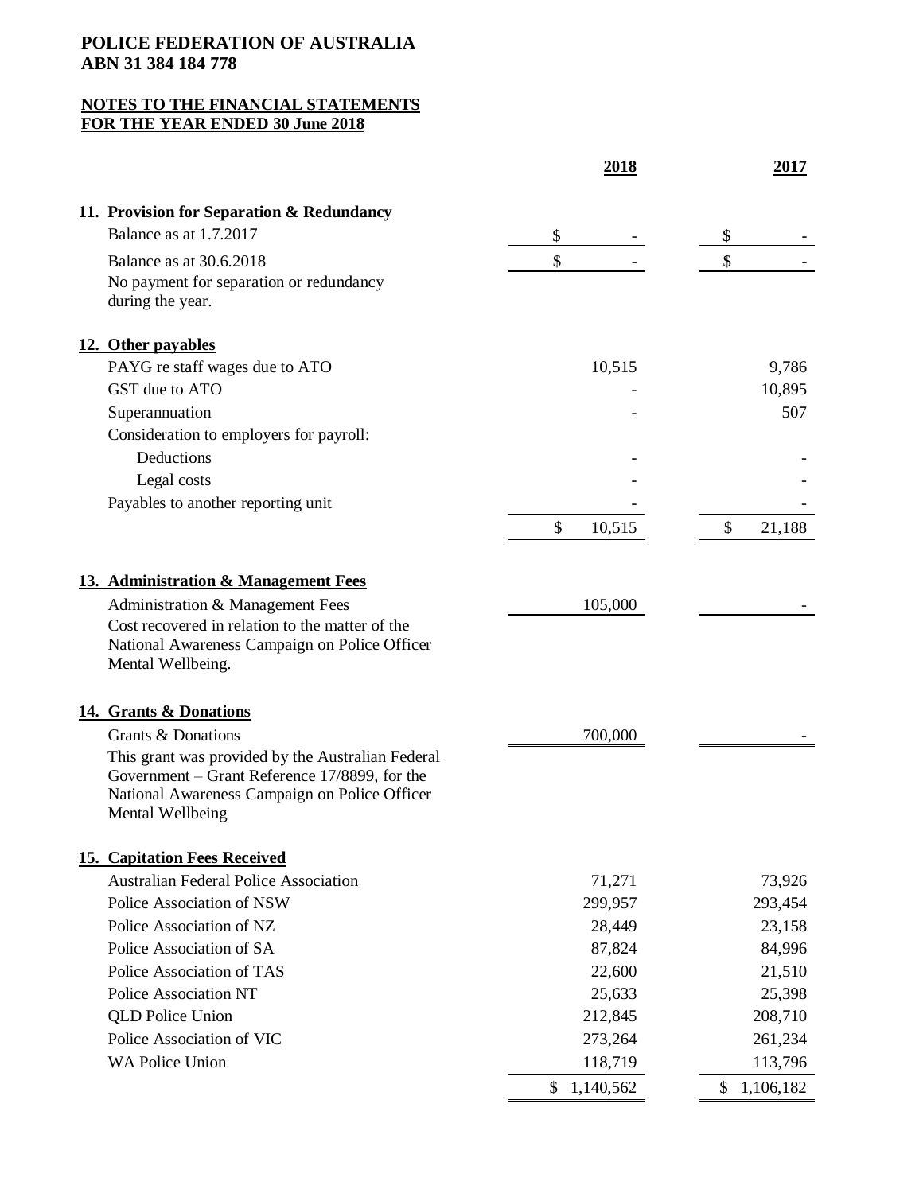**POLICE FEDERATION OF AUSTRALIA**
**ABN 31 384 184 778**

**NOTES TO THE FINANCIAL STATEMENTS**
**FOR THE YEAR ENDED 30 June 2018**

| | 2018 | 2017 |
|---|---|---|
| **11. Provision for Separation & Redundancy** | | |
| Balance as at 1.7.2017 | $ - | $ - |
| Balance as at 30.6.2018 | $ - | $ - |
| No payment for separation or redundancy during the year. | | |
| **12. Other payables** | | |
| PAYG re staff wages due to ATO | 10,515 | 9,786 |
| GST due to ATO | - | 10,895 |
| Superannuation | - | 507 |
| Consideration to employers for payroll: | | |
| Deductions | - | - |
| Legal costs | - | - |
| Payables to another reporting unit | - | - |
| | $ 10,515 | $ 21,188 |
| **13. Administration & Management Fees** | | |
| Administration & Management Fees | 105,000 | - |
| Cost recovered in relation to the matter of the National Awareness Campaign on Police Officer Mental Wellbeing. | | |
| **14. Grants & Donations** | | |
| Grants & Donations | 700,000 | - |
| This grant was provided by the Australian Federal Government – Grant Reference 17/8899, for the National Awareness Campaign on Police Officer Mental Wellbeing | | |
| **15. Capitation Fees Received** | | |
| Australian Federal Police Association | 71,271 | 73,926 |
| Police Association of NSW | 299,957 | 293,454 |
| Police Association of NZ | 28,449 | 23,158 |
| Police Association of SA | 87,824 | 84,996 |
| Police Association of TAS | 22,600 | 21,510 |
| Police Association NT | 25,633 | 25,398 |
| QLD Police Union | 212,845 | 208,710 |
| Police Association of VIC | 273,264 | 261,234 |
| WA Police Union | 118,719 | 113,796 |
| | $ 1,140,562 | $ 1,106,182 |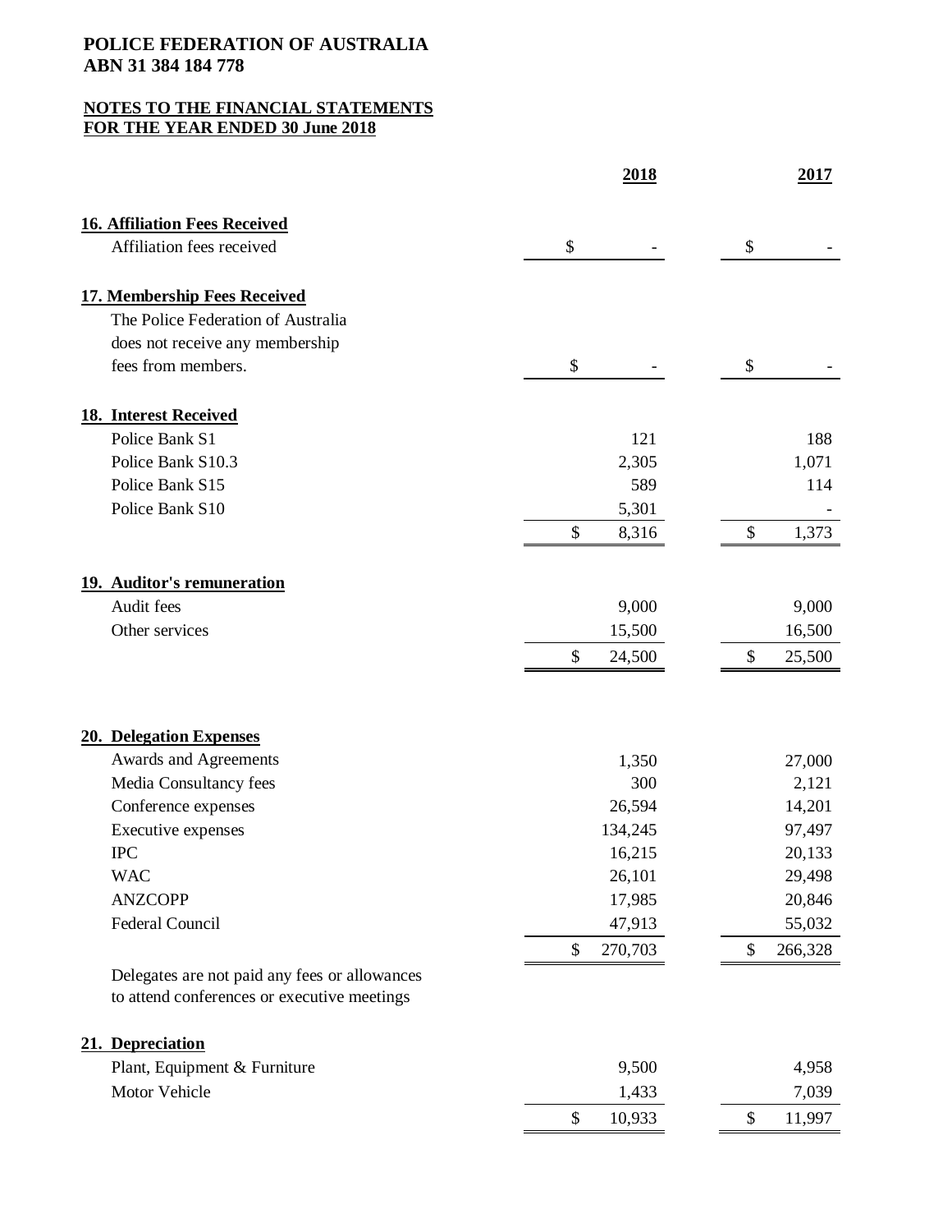**POLICE FEDERATION OF AUSTRALIA**
**ABN 31 384 184 778**

**NOTES TO THE FINANCIAL STATEMENTS**
**FOR THE YEAR ENDED 30 June 2018**

| | 2018 | 2017 |
|---|---|---|
| **16. Affiliation Fees Received** | | |
| Affiliation fees received | $ - | $ - |
| **17. Membership Fees Received** | | |
| The Police Federation of Australia does not receive any membership fees from members. | $ - | $ - |
| **18. Interest Received** | | |
| Police Bank S1 | 121 | 188 |
| Police Bank S10.3 | 2,305 | 1,071 |
| Police Bank S15 | 589 | 114 |
| Police Bank S10 | 5,301 | - |
| | $ 8,316 | $ 1,373 |
| **19. Auditor's remuneration** | | |
| Audit fees | 9,000 | 9,000 |
| Other services | 15,500 | 16,500 |
| | $ 24,500 | $ 25,500 |
| **20. Delegation Expenses** | | |
| Awards and Agreements | 1,350 | 27,000 |
| Media Consultancy fees | 300 | 2,121 |
| Conference expenses | 26,594 | 14,201 |
| Executive expenses | 134,245 | 97,497 |
| IPC | 16,215 | 20,133 |
| WAC | 26,101 | 29,498 |
| ANZCOPP | 17,985 | 20,846 |
| Federal Council | 47,913 | 55,032 |
| | $ 270,703 | $ 266,328 |

Delegates are not paid any fees or allowances to attend conferences or executive meetings

| | 2018 | 2017 |
|---|---|---|
| **21. Depreciation** | | |
| Plant, Equipment & Furniture | 9,500 | 4,958 |
| Motor Vehicle | 1,433 | 7,039 |
| | $ 10,933 | $ 11,997 |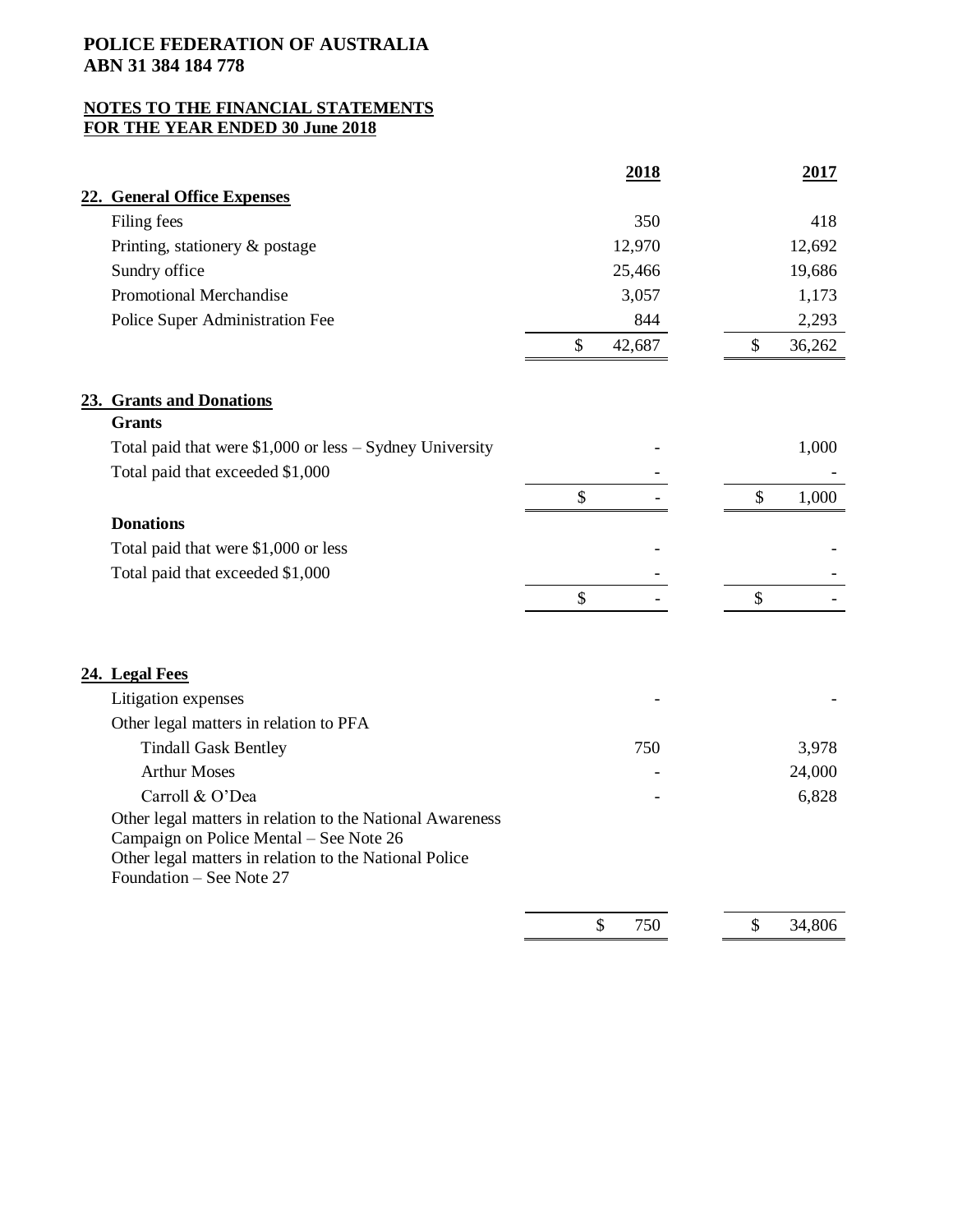**POLICE FEDERATION OF AUSTRALIA**
**ABN 31 384 184 778**

**NOTES TO THE FINANCIAL STATEMENTS**
**FOR THE YEAR ENDED 30 June 2018**

## 22. General Office Expenses

| | 2018 | 2017 |
|---|---|---|
| Filing fees | 350 | 418 |
| Printing, stationery & postage | 12,970 | 12,692 |
| Sundry office | 25,466 | 19,686 |
| Promotional Merchandise | 3,057 | 1,173 |
| Police Super Administration Fee | 844 | 2,293 |
| | $ 42,687 | $ 36,262 |

## 23. Grants and Donations

| | 2018 | 2017 |
|---|---|---|
| **Grants** | | |
| Total paid that were $1,000 or less – Sydney University | - | 1,000 |
| Total paid that exceeded $1,000 | - | - |
| | $ - | $ 1,000 |
| **Donations** | | |
| Total paid that were $1,000 or less | - | - |
| Total paid that exceeded $1,000 | - | - |
| | $ - | $ - |

## 24. Legal Fees

| | 2018 | 2017 |
|---|---|---|
| Litigation expenses | - | - |
| Other legal matters in relation to PFA | | |
| Tindall Gask Bentley | 750 | 3,978 |
| Arthur Moses | - | 24,000 |
| Carroll & O'Dea | - | 6,828 |
| Other legal matters in relation to the National Awareness Campaign on Police Mental – See Note 26 | | |
| Other legal matters in relation to the National Police Foundation – See Note 27 | | |
| | $ 750 | $ 34,806 |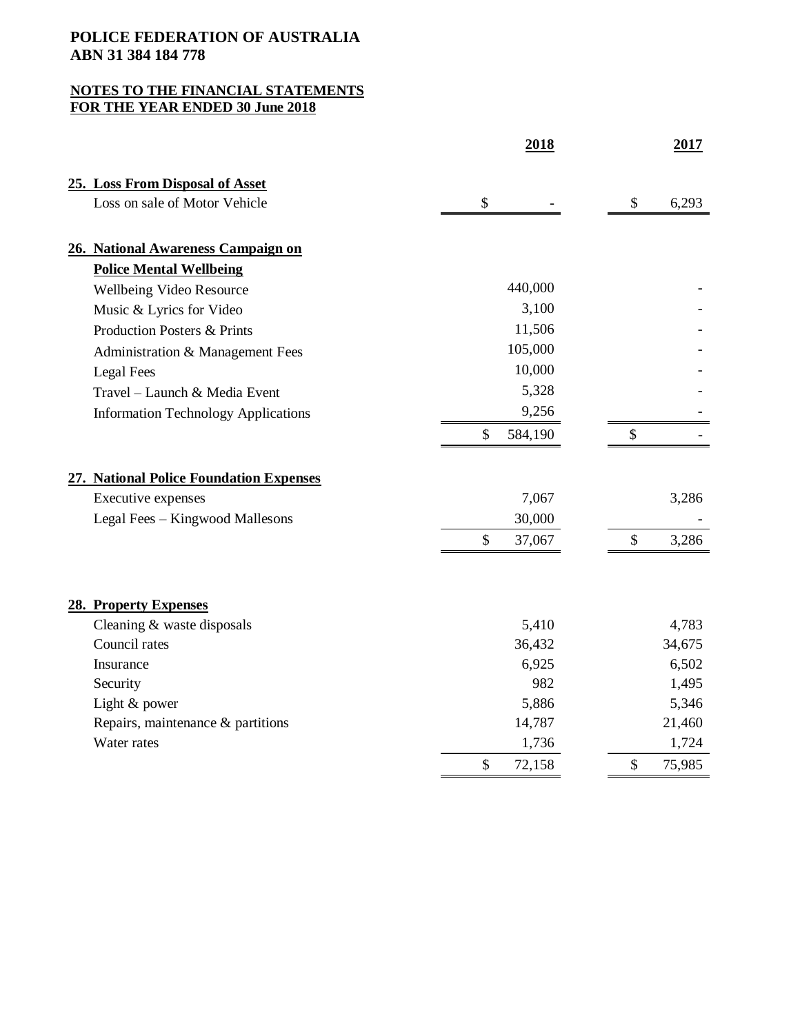**POLICE FEDERATION OF AUSTRALIA**
**ABN 31 384 184 778**

**NOTES TO THE FINANCIAL STATEMENTS**
**FOR THE YEAR ENDED 30 June 2018**

| | 2018 | 2017 |
|---|---|---|
| **25. Loss From Disposal of Asset** | | |
| Loss on sale of Motor Vehicle | $ - | $ 6,293 |
| | | |
| **26. National Awareness Campaign on Police Mental Wellbeing** | | |
| Wellbeing Video Resource | 440,000 | - |
| Music & Lyrics for Video | 3,100 | - |
| Production Posters & Prints | 11,506 | - |
| Administration & Management Fees | 105,000 | - |
| Legal Fees | 10,000 | - |
| Travel – Launch & Media Event | 5,328 | - |
| Information Technology Applications | 9,256 | - |
| | $ 584,190 | $ - |
| | | |
| **27. National Police Foundation Expenses** | | |
| Executive expenses | 7,067 | 3,286 |
| Legal Fees – Kingwood Mallesons | 30,000 | - |
| | $ 37,067 | $ 3,286 |
| | | |
| **28. Property Expenses** | | |
| Cleaning & waste disposals | 5,410 | 4,783 |
| Council rates | 36,432 | 34,675 |
| Insurance | 6,925 | 6,502 |
| Security | 982 | 1,495 |
| Light & power | 5,886 | 5,346 |
| Repairs, maintenance & partitions | 14,787 | 21,460 |
| Water rates | 1,736 | 1,724 |
| | $ 72,158 | $ 75,985 |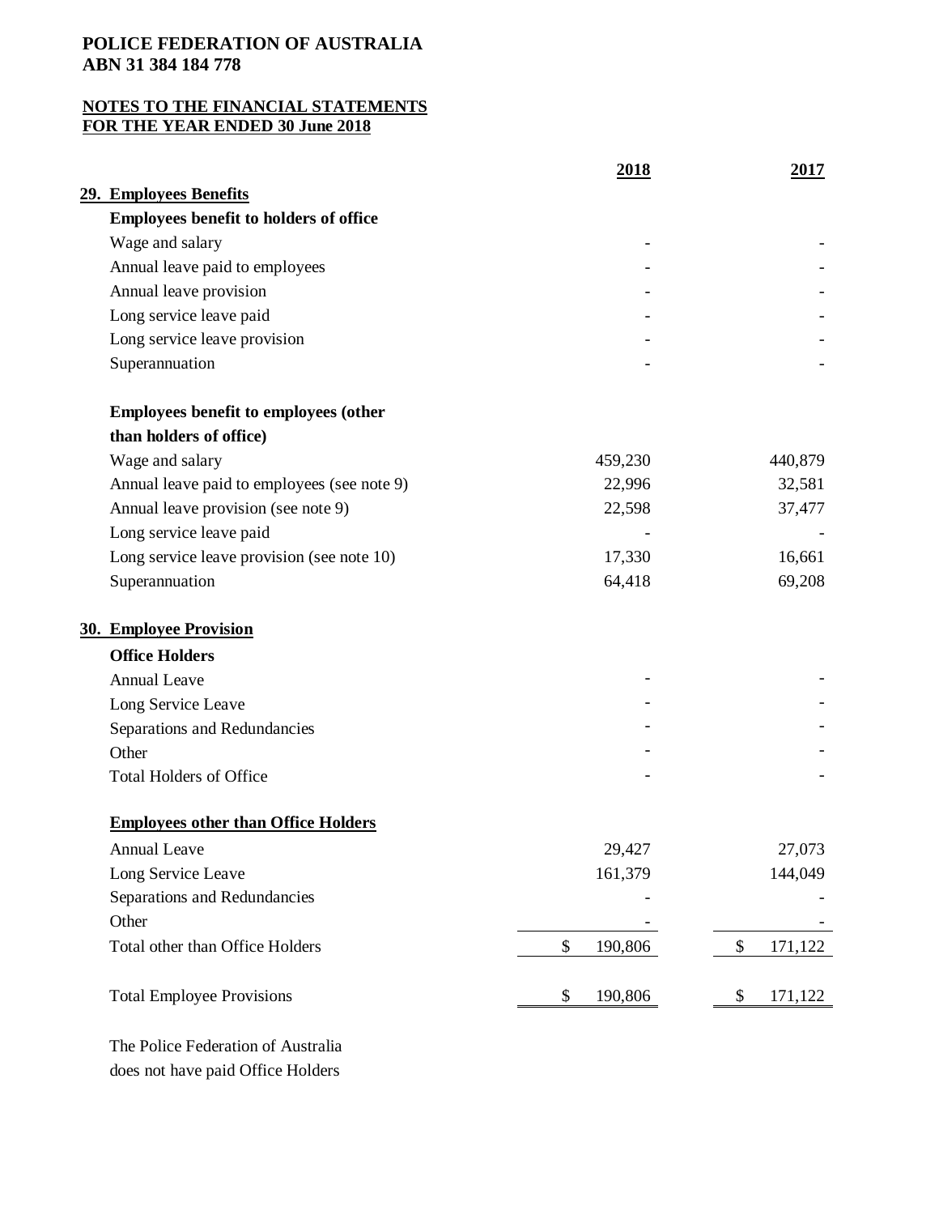**POLICE FEDERATION OF AUSTRALIA**
**ABN 31 384 184 778**

**NOTES TO THE FINANCIAL STATEMENTS**
**FOR THE YEAR ENDED 30 June 2018**

| | 2018 | 2017 |
|---|---|---|
| **29. Employees Benefits** | | |
| **Employees benefit to holders of office** | | |
| Wage and salary | - | - |
| Annual leave paid to employees | - | - |
| Annual leave provision | - | - |
| Long service leave paid | - | - |
| Long service leave provision | - | - |
| Superannuation | - | - |
| | | |
| **Employees benefit to employees (other than holders of office)** | | |
| Wage and salary | 459,230 | 440,879 |
| Annual leave paid to employees (see note 9) | 22,996 | 32,581 |
| Annual leave provision (see note 9) | 22,598 | 37,477 |
| Long service leave paid | - | - |
| Long service leave provision (see note 10) | 17,330 | 16,661 |
| Superannuation | 64,418 | 69,208 |
| | | |
| **30. Employee Provision** | | |
| **Office Holders** | | |
| Annual Leave | - | - |
| Long Service Leave | - | - |
| Separations and Redundancies | - | - |
| Other | - | - |
| Total Holders of Office | - | - |
| | | |
| **Employees other than Office Holders** | | |
| Annual Leave | 29,427 | 27,073 |
| Long Service Leave | 161,379 | 144,049 |
| Separations and Redundancies | - | - |
| Other | - | - |
| Total other than Office Holders | $ 190,806 | $ 171,122 |
| | | |
| Total Employee Provisions | $ 190,806 | $ 171,122 |

The Police Federation of Australia
does not have paid Office Holders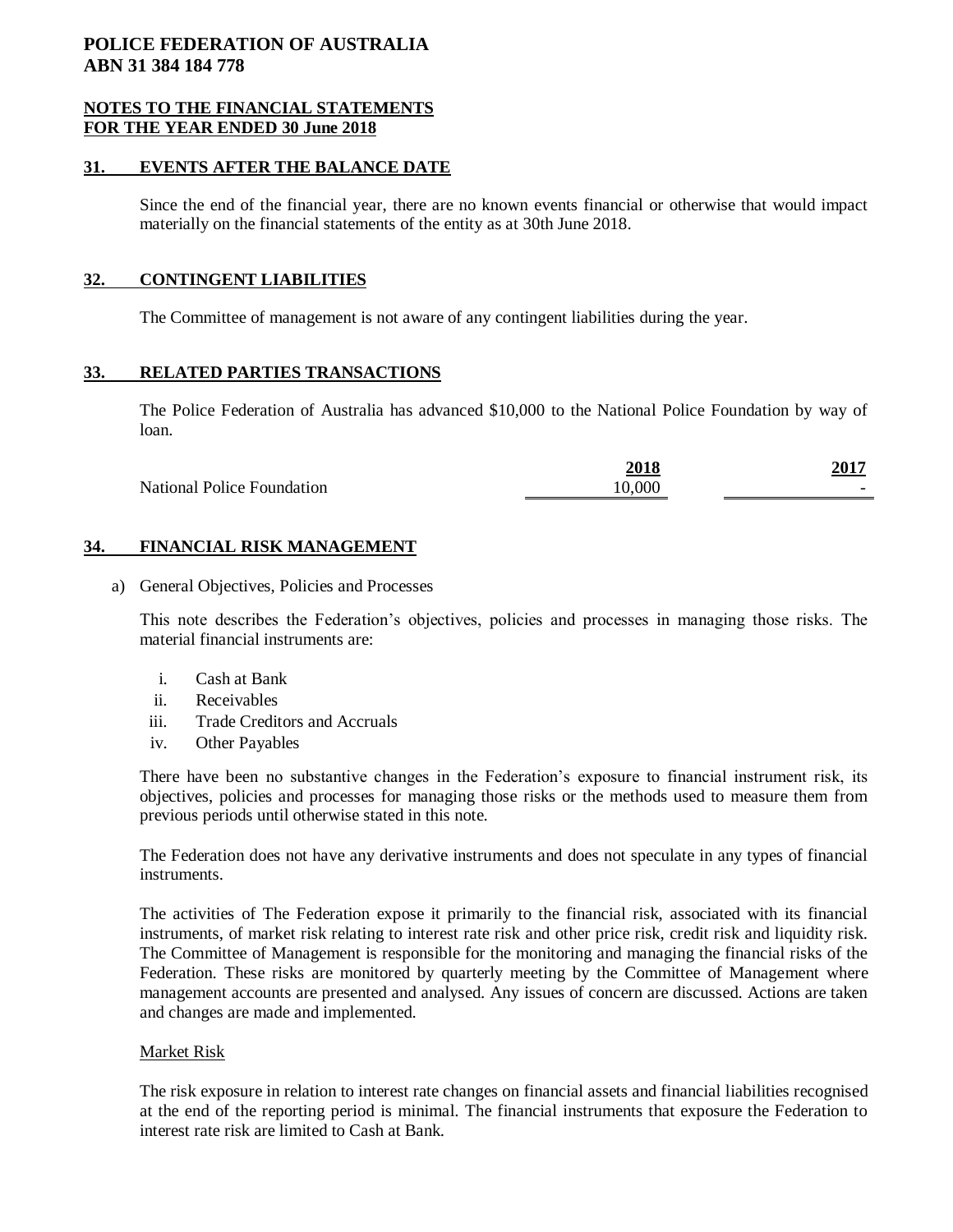**POLICE FEDERATION OF AUSTRALIA**
**ABN 31 384 184 778**

**NOTES TO THE FINANCIAL STATEMENTS**
**FOR THE YEAR ENDED 30 June 2018**

### 31. EVENTS AFTER THE BALANCE DATE

Since the end of the financial year, there are no known events financial or otherwise that would impact materially on the financial statements of the entity as at 30th June 2018.

### 32. CONTINGENT LIABILITIES

The Committee of management is not aware of any contingent liabilities during the year.

### 33. RELATED PARTIES TRANSACTIONS

The Police Federation of Australia has advanced $10,000 to the National Police Foundation by way of loan.

| | 2018 | 2017 |
|---|---|---|
| National Police Foundation | 10,000 | - |

### 34. FINANCIAL RISK MANAGEMENT

a) General Objectives, Policies and Processes

This note describes the Federation's objectives, policies and processes in managing those risks. The material financial instruments are:

i. Cash at Bank
ii. Receivables
iii. Trade Creditors and Accruals
iv. Other Payables

There have been no substantive changes in the Federation's exposure to financial instrument risk, its objectives, policies and processes for managing those risks or the methods used to measure them from previous periods until otherwise stated in this note.

The Federation does not have any derivative instruments and does not speculate in any types of financial instruments.

The activities of The Federation expose it primarily to the financial risk, associated with its financial instruments, of market risk relating to interest rate risk and other price risk, credit risk and liquidity risk. The Committee of Management is responsible for the monitoring and managing the financial risks of the Federation. These risks are monitored by quarterly meeting by the Committee of Management where management accounts are presented and analysed. Any issues of concern are discussed. Actions are taken and changes are made and implemented.

Market Risk

The risk exposure in relation to interest rate changes on financial assets and financial liabilities recognised at the end of the reporting period is minimal. The financial instruments that exposure the Federation to interest rate risk are limited to Cash at Bank.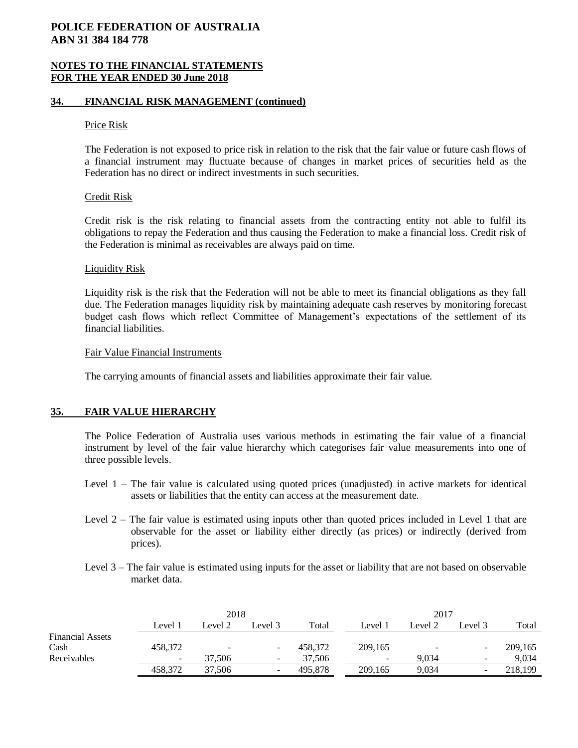## 34. FINANCIAL RISK MANAGEMENT (continued)

### Price Risk

The Federation is not exposed to price risk in relation to the risk that the fair value or future cash flows of a financial instrument may fluctuate because of changes in market prices of securities held as the Federation has no direct or indirect investments in such securities.

### Credit Risk

Credit risk is the risk relating to financial assets from the contracting entity not able to fulfil its obligations to repay the Federation and thus causing the Federation to make a financial loss. Credit risk of the Federation is minimal as receivables are always paid on time.

### Liquidity Risk

Liquidity risk is the risk that the Federation will not be able to meet its financial obligations as they fall due. The Federation manages liquidity risk by maintaining adequate cash reserves by monitoring forecast budget cash flows which reflect Committee of Management's expectations of the settlement of its financial liabilities.

### Fair Value Financial Instruments

The carrying amounts of financial assets and liabilities approximate their fair value.

## 35. FAIR VALUE HIERARCHY

The Police Federation of Australia uses various methods in estimating the fair value of a financial instrument by level of the fair value hierarchy which categorises fair value measurements into one of three possible levels.

- Level 1 – The fair value is calculated using quoted prices (unadjusted) in active markets for identical assets or liabilities that the entity can access at the measurement date.
- Level 2 – The fair value is estimated using inputs other than quoted prices included in Level 1 that are observable for the asset or liability either directly (as prices) or indirectly (derived from prices).
- Level 3 – The fair value is estimated using inputs for the asset or liability that are not based on observable market data.

| | 2018 | | | | 2017 | | | |
|---|---|---|---|---|---|---|---|---|
| | Level 1 | Level 2 | Level 3 | Total | Level 1 | Level 2 | Level 3 | Total |
| Financial Assets | | | | | | | | |
| Cash | 458,372 | - | - | 458,372 | 209,165 | - | - | 209,165 |
| Receivables | - | 37,506 | - | 37,506 | - | 9,034 | - | 9,034 |
| | 458,372 | 37,506 | - | 495,878 | 209,165 | 9,034 | - | 218,199 |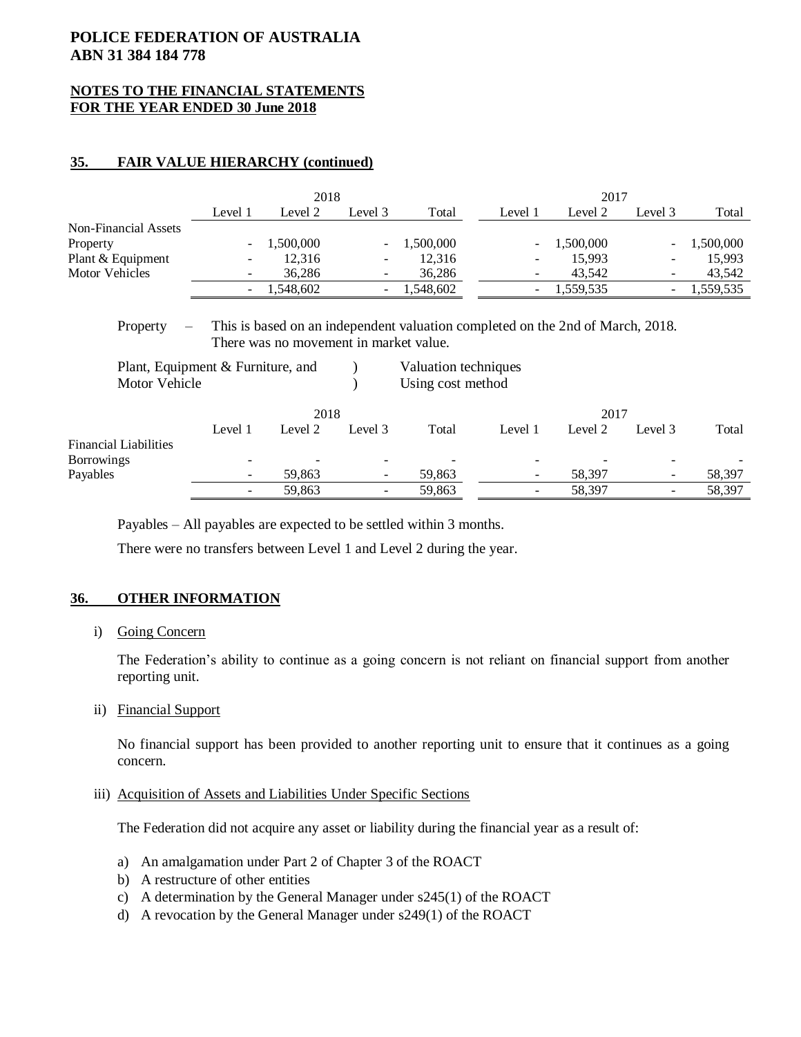**POLICE FEDERATION OF AUSTRALIA**
**ABN 31 384 184 778**

**NOTES TO THE FINANCIAL STATEMENTS**
**FOR THE YEAR ENDED 30 June 2018**

## 35. FAIR VALUE HIERARCHY (continued)

| | 2018 | | | | 2017 | | | |
|---|---|---|---|---|---|---|---|---|
| | Level 1 | Level 2 | Level 3 | Total | Level 1 | Level 2 | Level 3 | Total |
| Non-Financial Assets | | | | | | | | |
| Property | - | 1,500,000 | - | 1,500,000 | - | 1,500,000 | - | 1,500,000 |
| Plant & Equipment | - | 12,316 | - | 12,316 | - | 15,993 | - | 15,993 |
| Motor Vehicles | - | 36,286 | - | 36,286 | - | 43,542 | - | 43,542 |
| | - | 1,548,602 | - | 1,548,602 | - | 1,559,535 | - | 1,559,535 |

Property – This is based on an independent valuation completed on the 2nd of March, 2018. There was no movement in market value.

Plant, Equipment & Furniture, and Motor Vehicle ) Valuation techniques Using cost method

| | 2018 | | | | 2017 | | | |
|---|---|---|---|---|---|---|---|---|
| | Level 1 | Level 2 | Level 3 | Total | Level 1 | Level 2 | Level 3 | Total |
| Financial Liabilities | | | | | | | | |
| Borrowings | - | - | - | - | - | - | - | - |
| Payables | - | 59,863 | - | 59,863 | - | 58,397 | - | 58,397 |
| | - | 59,863 | - | 59,863 | - | 58,397 | - | 58,397 |

Payables – All payables are expected to be settled within 3 months.

There were no transfers between Level 1 and Level 2 during the year.

## 36. OTHER INFORMATION

i) Going Concern

The Federation's ability to continue as a going concern is not reliant on financial support from another reporting unit.

ii) Financial Support

No financial support has been provided to another reporting unit to ensure that it continues as a going concern.

iii) Acquisition of Assets and Liabilities Under Specific Sections

The Federation did not acquire any asset or liability during the financial year as a result of:

a) An amalgamation under Part 2 of Chapter 3 of the ROACT
b) A restructure of other entities
c) A determination by the General Manager under s245(1) of the ROACT
d) A revocation by the General Manager under s249(1) of the ROACT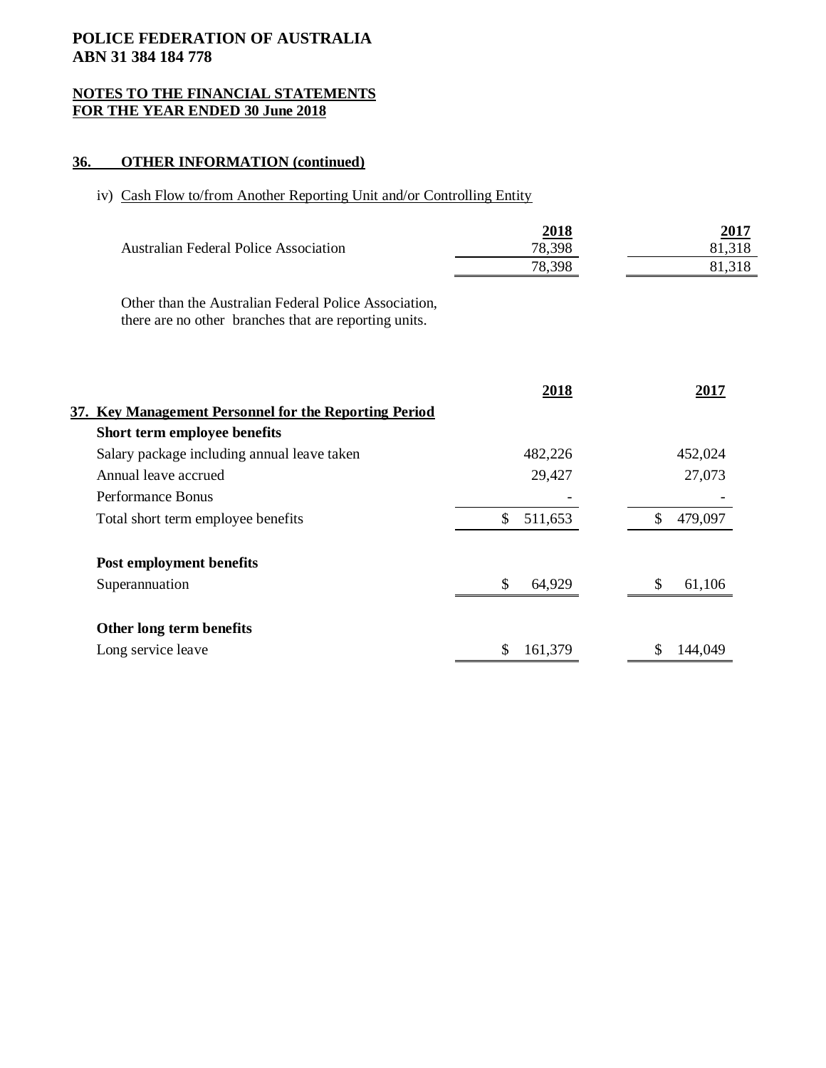**POLICE FEDERATION OF AUSTRALIA**
**ABN 31 384 184 778**

**NOTES TO THE FINANCIAL STATEMENTS**
**FOR THE YEAR ENDED 30 June 2018**

## 36. OTHER INFORMATION (continued)

iv) Cash Flow to/from Another Reporting Unit and/or Controlling Entity

| | 2018 | 2017 |
|---|---|---|
| Australian Federal Police Association | 78,398 | 81,318 |
| | 78,398 | 81,318 |

Other than the Australian Federal Police Association, there are no other branches that are reporting units.

## 37. Key Management Personnel for the Reporting Period

| | 2018 | 2017 |
|---|---|---|
| **Short term employee benefits** | | |
| Salary package including annual leave taken | 482,226 | 452,024 |
| Annual leave accrued | 29,427 | 27,073 |
| Performance Bonus | - | - |
| Total short term employee benefits | $ 511,653 | $ 479,097 |
| **Post employment benefits** | | |
| Superannuation | $ 64,929 | $ 61,106 |
| **Other long term benefits** | | |
| Long service leave | $ 161,379 | $ 144,049 |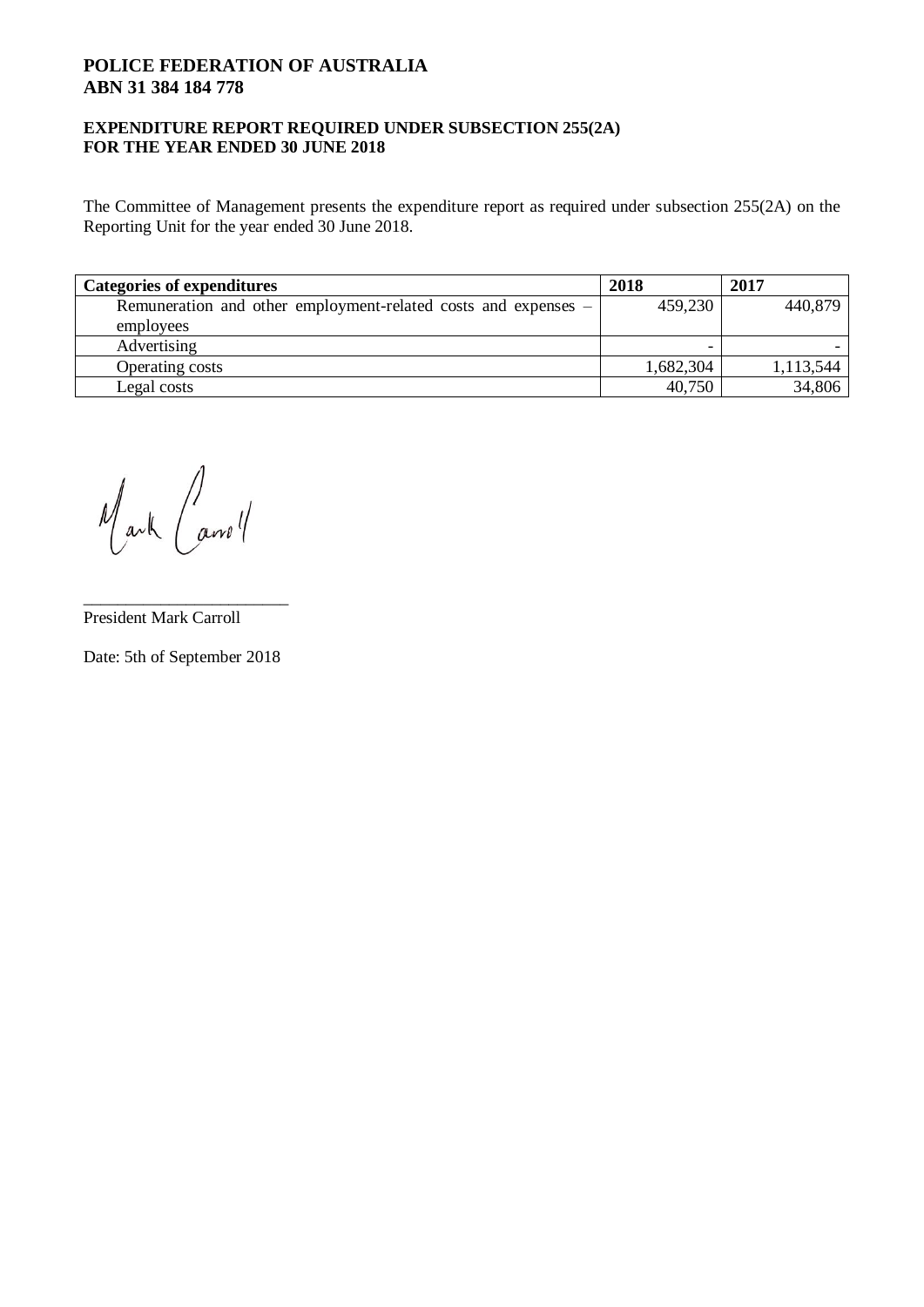**POLICE FEDERATION OF AUSTRALIA**
**ABN 31 384 184 778**

**EXPENDITURE REPORT REQUIRED UNDER SUBSECTION 255(2A)**
**FOR THE YEAR ENDED 30 JUNE 2018**

The Committee of Management presents the expenditure report as required under subsection 255(2A) on the Reporting Unit for the year ended 30 June 2018.

| Categories of expenditures | 2018 | 2017 |
|---|---|---|
| Remuneration and other employment-related costs and expenses – employees | 459,230 | 440,879 |
| Advertising | - | - |
| Operating costs | 1,682,304 | 1,113,544 |
| Legal costs | 40,750 | 34,806 |

Mark Carroll

\_\_\_\_\_\_\_\_\_\_\_\_\_\_\_\_\_\_\_\_\_\_\_\_
President Mark Carroll

Date: 5th of September 2018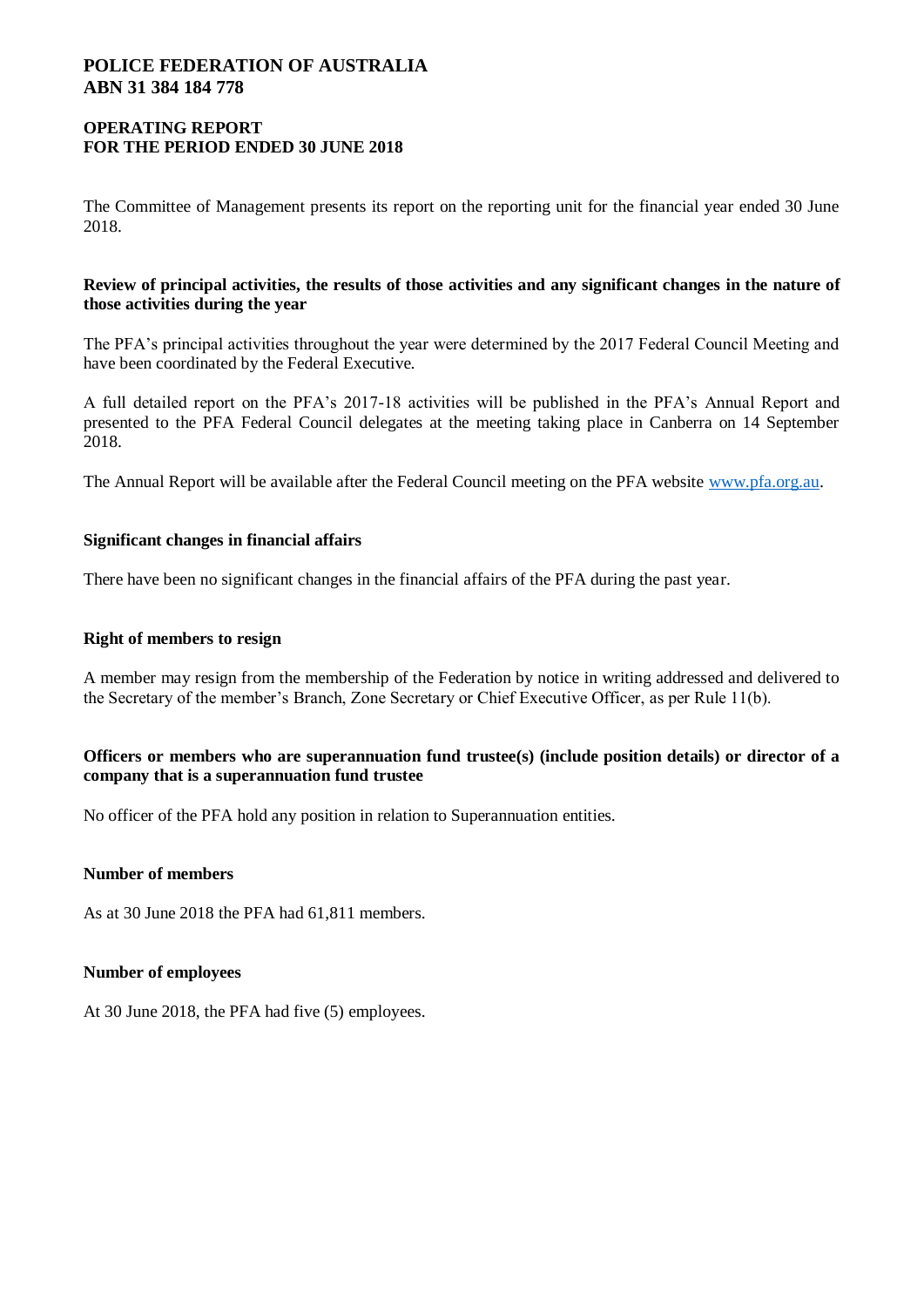# POLICE FEDERATION OF AUSTRALIA
# ABN 31 384 184 778

## OPERATING REPORT
## FOR THE PERIOD ENDED 30 JUNE 2018

The Committee of Management presents its report on the reporting unit for the financial year ended 30 June 2018.

### Review of principal activities, the results of those activities and any significant changes in the nature of those activities during the year

The PFA's principal activities throughout the year were determined by the 2017 Federal Council Meeting and have been coordinated by the Federal Executive.

A full detailed report on the PFA's 2017-18 activities will be published in the PFA's Annual Report and presented to the PFA Federal Council delegates at the meeting taking place in Canberra on 14 September 2018.

The Annual Report will be available after the Federal Council meeting on the PFA website www.pfa.org.au.

### Significant changes in financial affairs

There have been no significant changes in the financial affairs of the PFA during the past year.

### Right of members to resign

A member may resign from the membership of the Federation by notice in writing addressed and delivered to the Secretary of the member's Branch, Zone Secretary or Chief Executive Officer, as per Rule 11(b).

### Officers or members who are superannuation fund trustee(s) (include position details) or director of a company that is a superannuation fund trustee

No officer of the PFA hold any position in relation to Superannuation entities.

### Number of members

As at 30 June 2018 the PFA had 61,811 members.

### Number of employees

At 30 June 2018, the PFA had five (5) employees.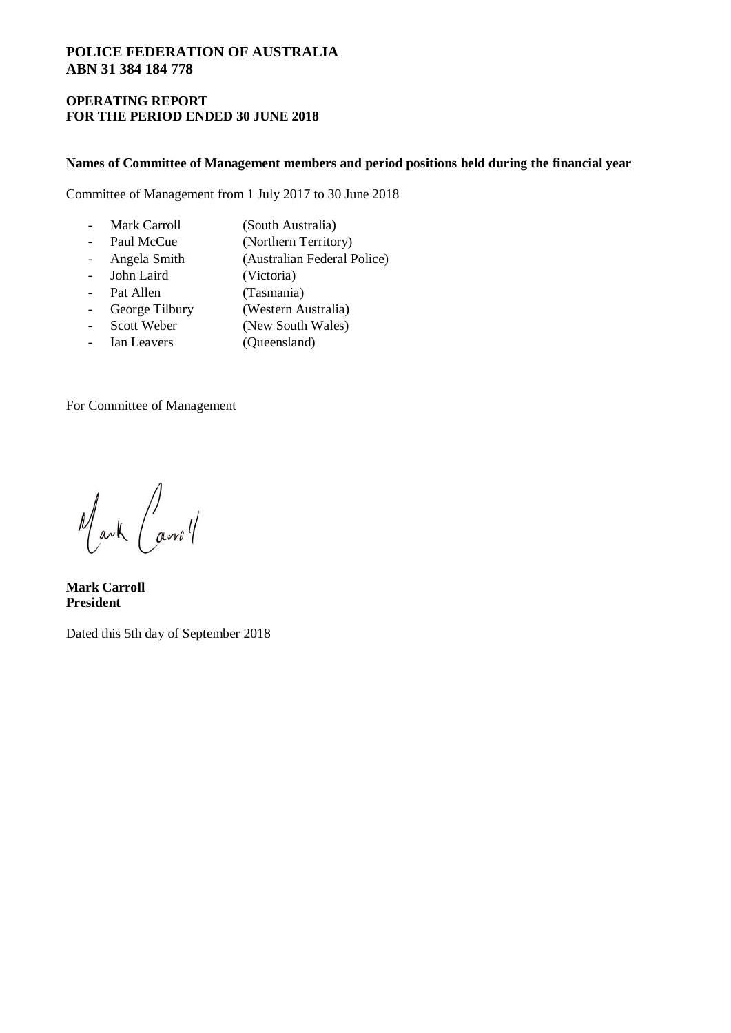# POLICE FEDERATION OF AUSTRALIA
**ABN 31 384 184 778**

## OPERATING REPORT
**FOR THE PERIOD ENDED 30 JUNE 2018**

**Names of Committee of Management members and period positions held during the financial year**

Committee of Management from 1 July 2017 to 30 June 2018

- Mark Carroll (South Australia)
- Paul McCue (Northern Territory)
- Angela Smith (Australian Federal Police)
- John Laird (Victoria)
- Pat Allen (Tasmania)
- George Tilbury (Western Australia)
- Scott Weber (New South Wales)
- Ian Leavers (Queensland)

For Committee of Management

Mark Carroll

**Mark Carroll**
**President**

Dated this 5th day of September 2018